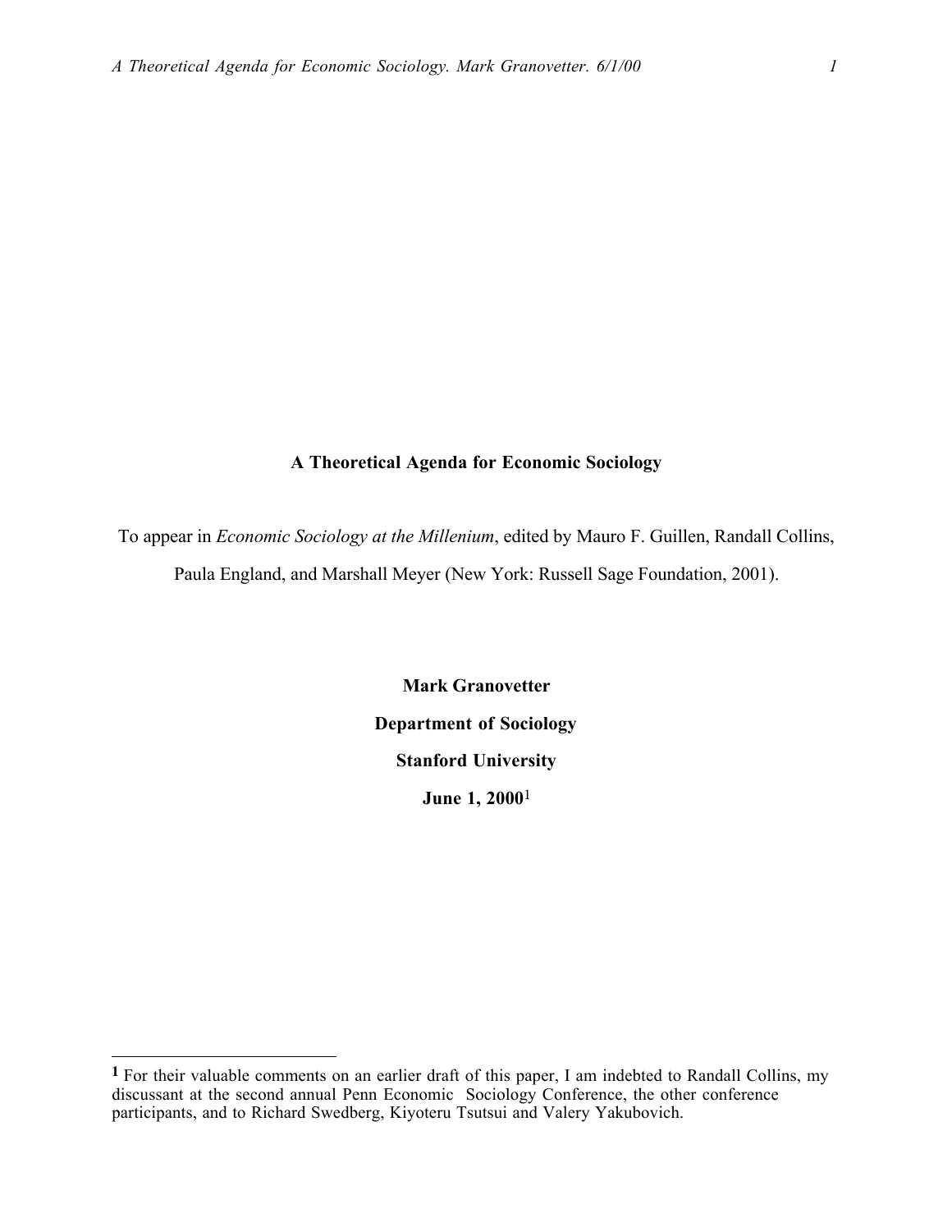# A Theoretical Agenda for Economic Sociology

To appear in *Economic Sociology at the Millenium*, edited by Mauro F. Guillen, Randall Collins, Paula England, and Marshall Meyer (New York: Russell Sage Foundation, 2001).

**Mark Granovetter**

**Department of Sociology**

**Stanford University**

**June 1, 2000**[1]

---

**1** For their valuable comments on an earlier draft of this paper, I am indebted to Randall Collins, my discussant at the second annual Penn Economic Sociology Conference, the other conference participants, and to Richard Swedberg, Kiyoteru Tsutsui and Valery Yakubovich.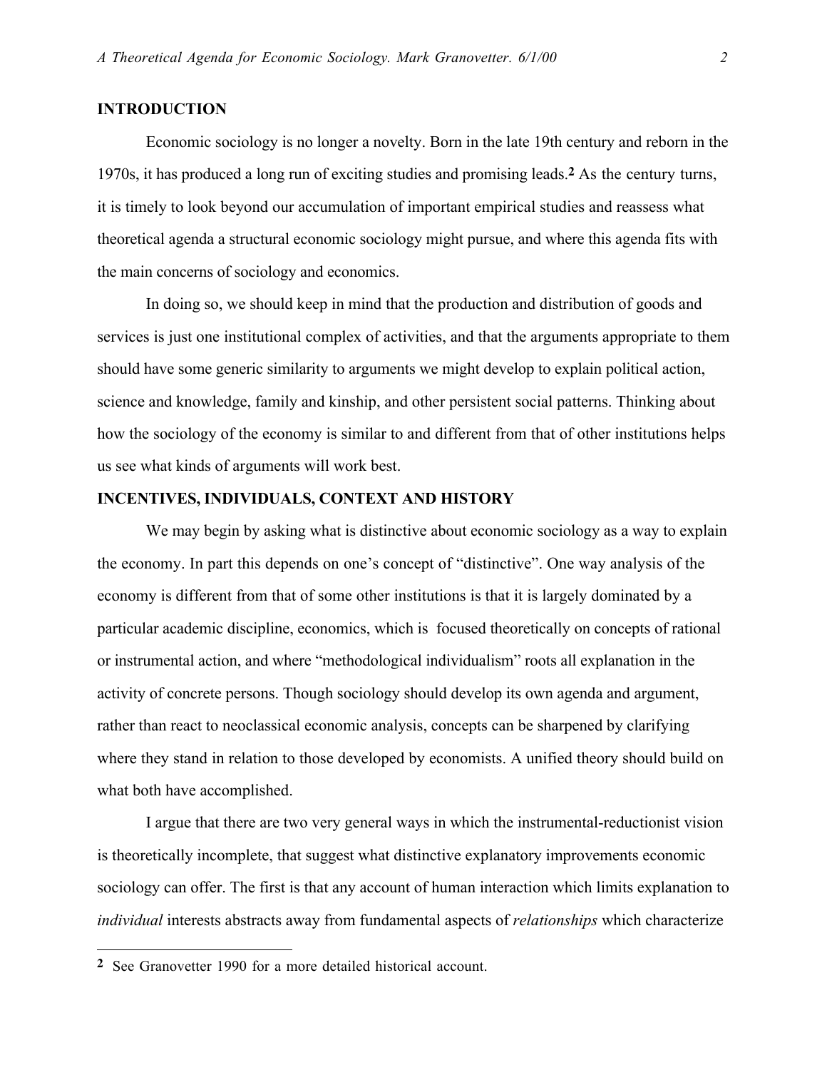## INTRODUCTION

Economic sociology is no longer a novelty. Born in the late 19th century and reborn in the 1970s, it has produced a long run of exciting studies and promising leads.[2] As the century turns, it is timely to look beyond our accumulation of important empirical studies and reassess what theoretical agenda a structural economic sociology might pursue, and where this agenda fits with the main concerns of sociology and economics.

In doing so, we should keep in mind that the production and distribution of goods and services is just one institutional complex of activities, and that the arguments appropriate to them should have some generic similarity to arguments we might develop to explain political action, science and knowledge, family and kinship, and other persistent social patterns. Thinking about how the sociology of the economy is similar to and different from that of other institutions helps us see what kinds of arguments will work best.

## INCENTIVES, INDIVIDUALS, CONTEXT AND HISTORY

We may begin by asking what is distinctive about economic sociology as a way to explain the economy. In part this depends on one's concept of "distinctive". One way analysis of the economy is different from that of some other institutions is that it is largely dominated by a particular academic discipline, economics, which is focused theoretically on concepts of rational or instrumental action, and where "methodological individualism" roots all explanation in the activity of concrete persons. Though sociology should develop its own agenda and argument, rather than react to neoclassical economic analysis, concepts can be sharpened by clarifying where they stand in relation to those developed by economists. A unified theory should build on what both have accomplished.

I argue that there are two very general ways in which the instrumental-reductionist vision is theoretically incomplete, that suggest what distinctive explanatory improvements economic sociology can offer. The first is that any account of human interaction which limits explanation to *individual* interests abstracts away from fundamental aspects of *relationships* which characterize

[2] See Granovetter 1990 for a more detailed historical account.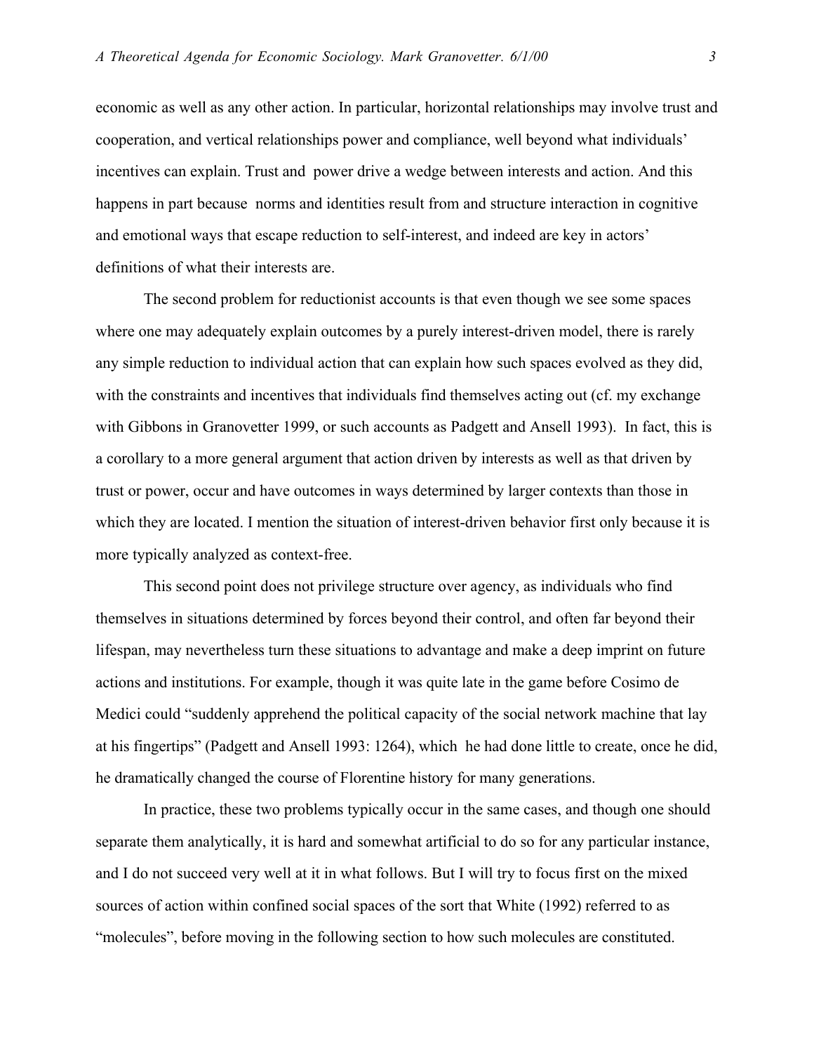economic as well as any other action. In particular, horizontal relationships may involve trust and cooperation, and vertical relationships power and compliance, well beyond what individuals' incentives can explain. Trust and power drive a wedge between interests and action. And this happens in part because norms and identities result from and structure interaction in cognitive and emotional ways that escape reduction to self-interest, and indeed are key in actors' definitions of what their interests are.

The second problem for reductionist accounts is that even though we see some spaces where one may adequately explain outcomes by a purely interest-driven model, there is rarely any simple reduction to individual action that can explain how such spaces evolved as they did, with the constraints and incentives that individuals find themselves acting out (cf. my exchange with Gibbons in Granovetter 1999, or such accounts as Padgett and Ansell 1993). In fact, this is a corollary to a more general argument that action driven by interests as well as that driven by trust or power, occur and have outcomes in ways determined by larger contexts than those in which they are located. I mention the situation of interest-driven behavior first only because it is more typically analyzed as context-free.

This second point does not privilege structure over agency, as individuals who find themselves in situations determined by forces beyond their control, and often far beyond their lifespan, may nevertheless turn these situations to advantage and make a deep imprint on future actions and institutions. For example, though it was quite late in the game before Cosimo de Medici could "suddenly apprehend the political capacity of the social network machine that lay at his fingertips" (Padgett and Ansell 1993: 1264), which he had done little to create, once he did, he dramatically changed the course of Florentine history for many generations.

In practice, these two problems typically occur in the same cases, and though one should separate them analytically, it is hard and somewhat artificial to do so for any particular instance, and I do not succeed very well at it in what follows. But I will try to focus first on the mixed sources of action within confined social spaces of the sort that White (1992) referred to as "molecules", before moving in the following section to how such molecules are constituted.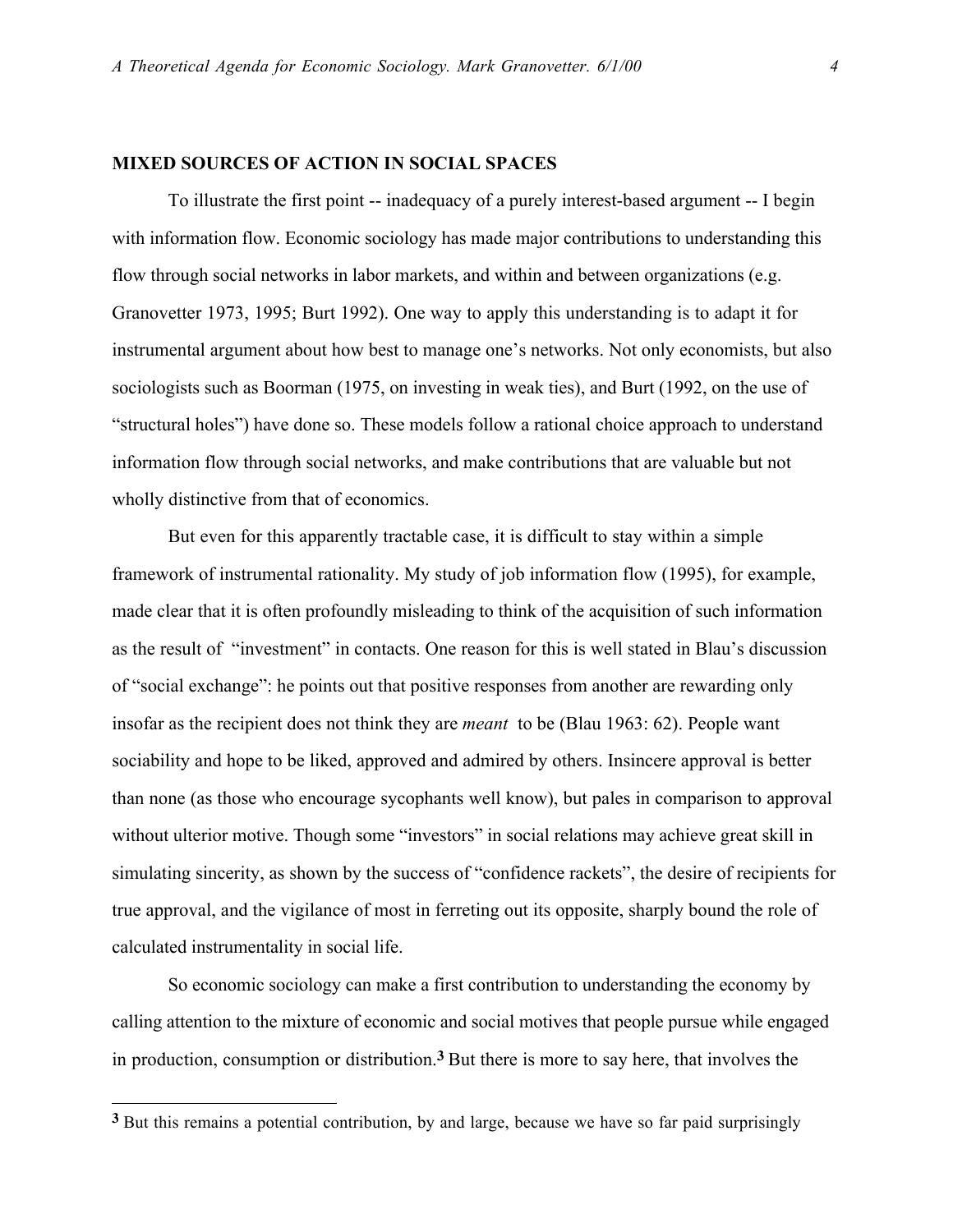## MIXED SOURCES OF ACTION IN SOCIAL SPACES

To illustrate the first point -- inadequacy of a purely interest-based argument -- I begin with information flow. Economic sociology has made major contributions to understanding this flow through social networks in labor markets, and within and between organizations (e.g. Granovetter 1973, 1995; Burt 1992). One way to apply this understanding is to adapt it for instrumental argument about how best to manage one's networks. Not only economists, but also sociologists such as Boorman (1975, on investing in weak ties), and Burt (1992, on the use of "structural holes") have done so. These models follow a rational choice approach to understand information flow through social networks, and make contributions that are valuable but not wholly distinctive from that of economics.

But even for this apparently tractable case, it is difficult to stay within a simple framework of instrumental rationality. My study of job information flow (1995), for example, made clear that it is often profoundly misleading to think of the acquisition of such information as the result of "investment" in contacts. One reason for this is well stated in Blau's discussion of "social exchange": he points out that positive responses from another are rewarding only insofar as the recipient does not think they are *meant* to be (Blau 1963: 62). People want sociability and hope to be liked, approved and admired by others. Insincere approval is better than none (as those who encourage sycophants well know), but pales in comparison to approval without ulterior motive. Though some "investors" in social relations may achieve great skill in simulating sincerity, as shown by the success of "confidence rackets", the desire of recipients for true approval, and the vigilance of most in ferreting out its opposite, sharply bound the role of calculated instrumentality in social life.

So economic sociology can make a first contribution to understanding the economy by calling attention to the mixture of economic and social motives that people pursue while engaged in production, consumption or distribution.[3] But there is more to say here, that involves the

[3] But this remains a potential contribution, by and large, because we have so far paid surprisingly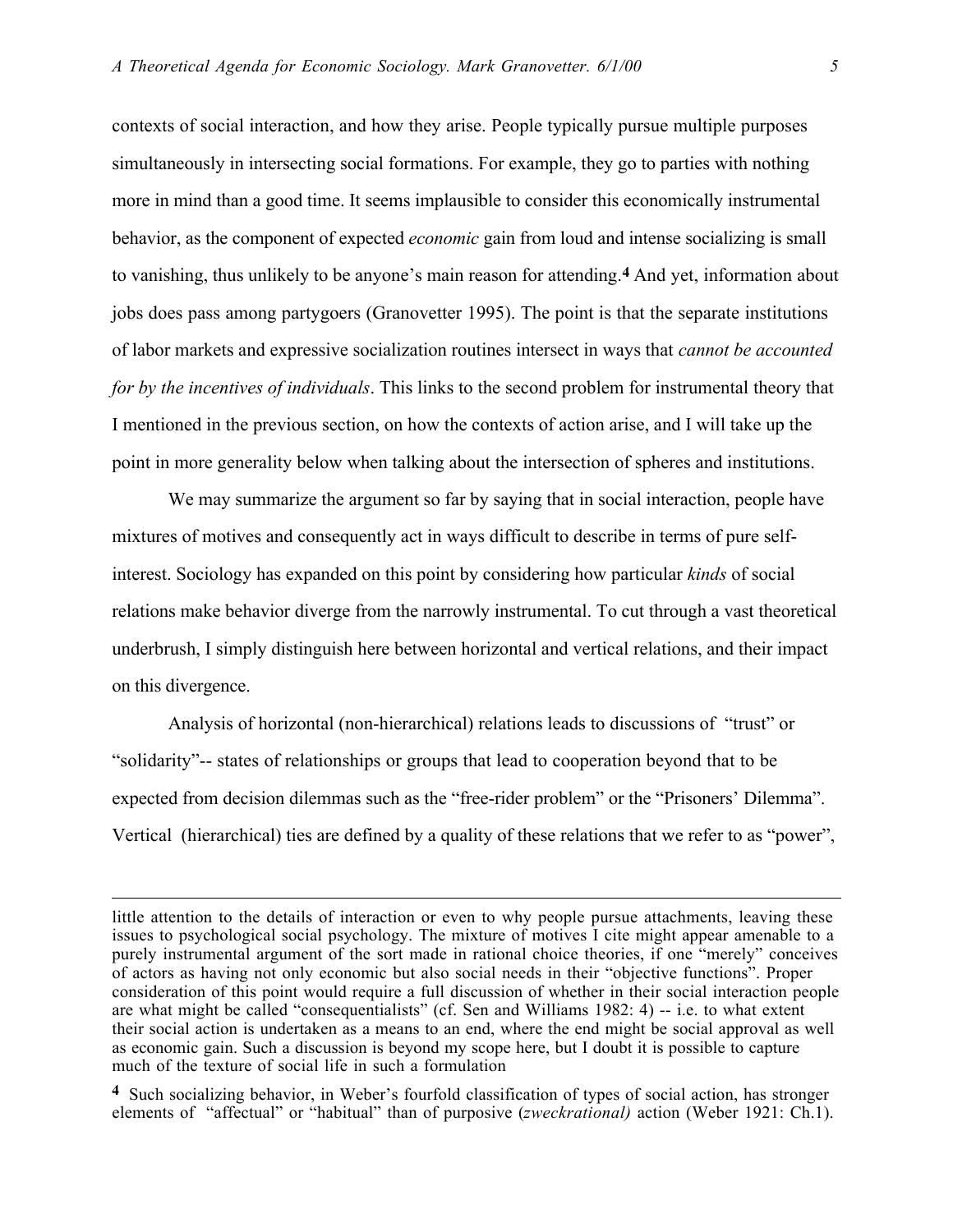contexts of social interaction, and how they arise. People typically pursue multiple purposes simultaneously in intersecting social formations. For example, they go to parties with nothing more in mind than a good time. It seems implausible to consider this economically instrumental behavior, as the component of expected *economic* gain from loud and intense socializing is small to vanishing, thus unlikely to be anyone's main reason for attending.[4] And yet, information about jobs does pass among partygoers (Granovetter 1995). The point is that the separate institutions of labor markets and expressive socialization routines intersect in ways that *cannot be accounted for by the incentives of individuals*. This links to the second problem for instrumental theory that I mentioned in the previous section, on how the contexts of action arise, and I will take up the point in more generality below when talking about the intersection of spheres and institutions.

We may summarize the argument so far by saying that in social interaction, people have mixtures of motives and consequently act in ways difficult to describe in terms of pure self-interest. Sociology has expanded on this point by considering how particular *kinds* of social relations make behavior diverge from the narrowly instrumental. To cut through a vast theoretical underbrush, I simply distinguish here between horizontal and vertical relations, and their impact on this divergence.

Analysis of horizontal (non-hierarchical) relations leads to discussions of "trust" or "solidarity"-- states of relationships or groups that lead to cooperation beyond that to be expected from decision dilemmas such as the "free-rider problem" or the "Prisoners' Dilemma". Vertical (hierarchical) ties are defined by a quality of these relations that we refer to as "power",

---

little attention to the details of interaction or even to why people pursue attachments, leaving these issues to psychological social psychology. The mixture of motives I cite might appear amenable to a purely instrumental argument of the sort made in rational choice theories, if one "merely" conceives of actors as having not only economic but also social needs in their "objective functions". Proper consideration of this point would require a full discussion of whether in their social interaction people are what might be called "consequentialists" (cf. Sen and Williams 1982: 4) -- i.e. to what extent their social action is undertaken as a means to an end, where the end might be social approval as well as economic gain. Such a discussion is beyond my scope here, but I doubt it is possible to capture much of the texture of social life in such a formulation

[4] Such socializing behavior, in Weber's fourfold classification of types of social action, has stronger elements of "affectual" or "habitual" than of purposive (*zweckrational)* action (Weber 1921: Ch.1).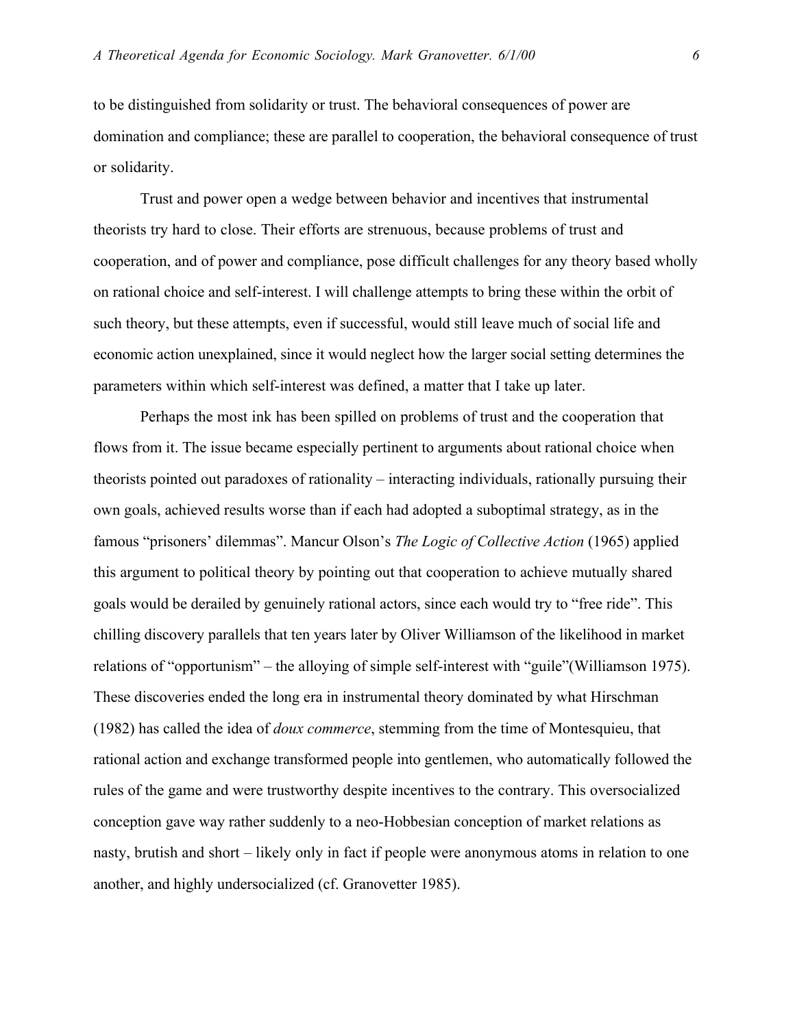to be distinguished from solidarity or trust. The behavioral consequences of power are domination and compliance; these are parallel to cooperation, the behavioral consequence of trust or solidarity.

Trust and power open a wedge between behavior and incentives that instrumental theorists try hard to close. Their efforts are strenuous, because problems of trust and cooperation, and of power and compliance, pose difficult challenges for any theory based wholly on rational choice and self-interest. I will challenge attempts to bring these within the orbit of such theory, but these attempts, even if successful, would still leave much of social life and economic action unexplained, since it would neglect how the larger social setting determines the parameters within which self-interest was defined, a matter that I take up later.

Perhaps the most ink has been spilled on problems of trust and the cooperation that flows from it. The issue became especially pertinent to arguments about rational choice when theorists pointed out paradoxes of rationality – interacting individuals, rationally pursuing their own goals, achieved results worse than if each had adopted a suboptimal strategy, as in the famous "prisoners' dilemmas". Mancur Olson's *The Logic of Collective Action* (1965) applied this argument to political theory by pointing out that cooperation to achieve mutually shared goals would be derailed by genuinely rational actors, since each would try to "free ride". This chilling discovery parallels that ten years later by Oliver Williamson of the likelihood in market relations of "opportunism" – the alloying of simple self-interest with "guile"(Williamson 1975). These discoveries ended the long era in instrumental theory dominated by what Hirschman (1982) has called the idea of *doux commerce*, stemming from the time of Montesquieu, that rational action and exchange transformed people into gentlemen, who automatically followed the rules of the game and were trustworthy despite incentives to the contrary. This oversocialized conception gave way rather suddenly to a neo-Hobbesian conception of market relations as nasty, brutish and short – likely only in fact if people were anonymous atoms in relation to one another, and highly undersocialized (cf. Granovetter 1985).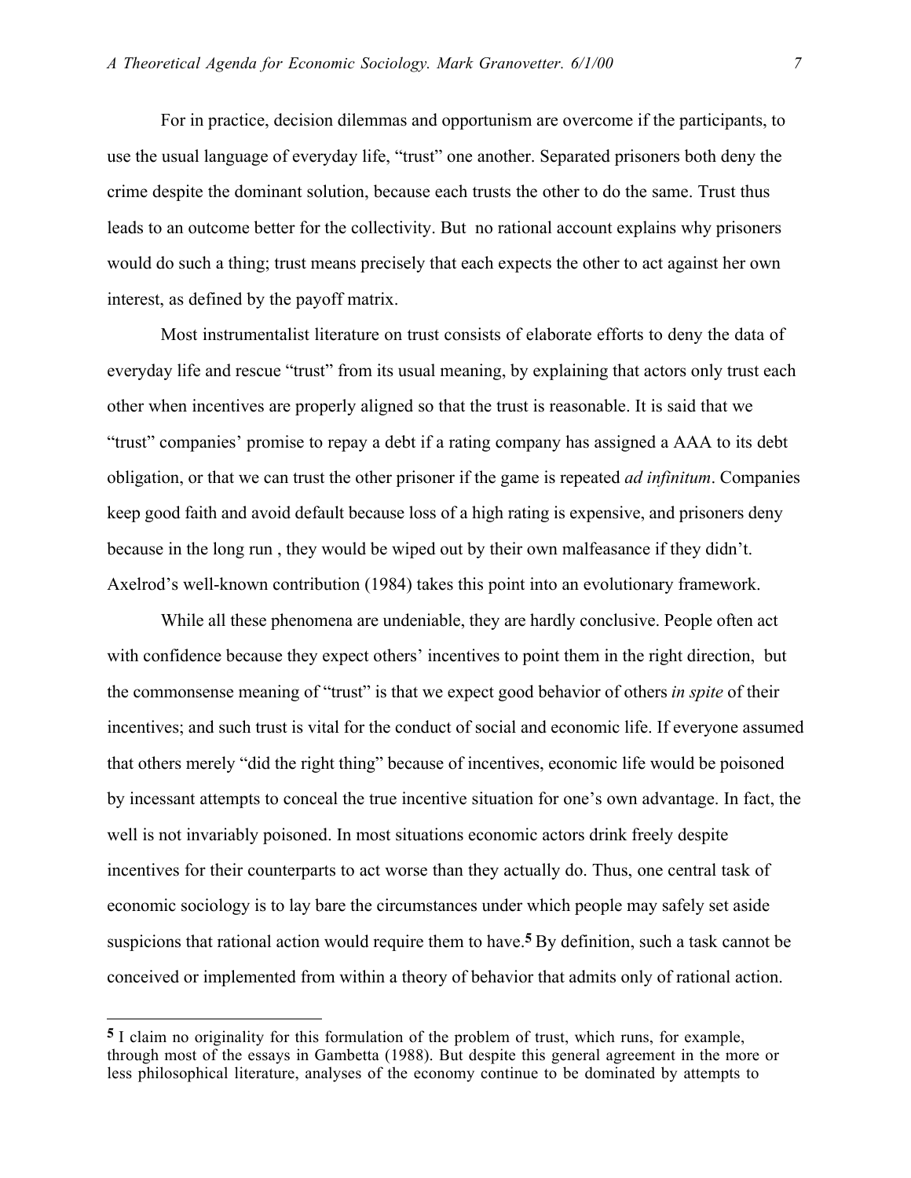For in practice, decision dilemmas and opportunism are overcome if the participants, to use the usual language of everyday life, "trust" one another. Separated prisoners both deny the crime despite the dominant solution, because each trusts the other to do the same. Trust thus leads to an outcome better for the collectivity. But no rational account explains why prisoners would do such a thing; trust means precisely that each expects the other to act against her own interest, as defined by the payoff matrix.

Most instrumentalist literature on trust consists of elaborate efforts to deny the data of everyday life and rescue "trust" from its usual meaning, by explaining that actors only trust each other when incentives are properly aligned so that the trust is reasonable. It is said that we "trust" companies' promise to repay a debt if a rating company has assigned a AAA to its debt obligation, or that we can trust the other prisoner if the game is repeated *ad infinitum*. Companies keep good faith and avoid default because loss of a high rating is expensive, and prisoners deny because in the long run , they would be wiped out by their own malfeasance if they didn't. Axelrod's well-known contribution (1984) takes this point into an evolutionary framework.

While all these phenomena are undeniable, they are hardly conclusive. People often act with confidence because they expect others' incentives to point them in the right direction, but the commonsense meaning of "trust" is that we expect good behavior of others *in spite* of their incentives; and such trust is vital for the conduct of social and economic life. If everyone assumed that others merely "did the right thing" because of incentives, economic life would be poisoned by incessant attempts to conceal the true incentive situation for one's own advantage. In fact, the well is not invariably poisoned. In most situations economic actors drink freely despite incentives for their counterparts to act worse than they actually do. Thus, one central task of economic sociology is to lay bare the circumstances under which people may safely set aside suspicions that rational action would require them to have.[5] By definition, such a task cannot be conceived or implemented from within a theory of behavior that admits only of rational action.

---

[5] I claim no originality for this formulation of the problem of trust, which runs, for example, through most of the essays in Gambetta (1988). But despite this general agreement in the more or less philosophical literature, analyses of the economy continue to be dominated by attempts to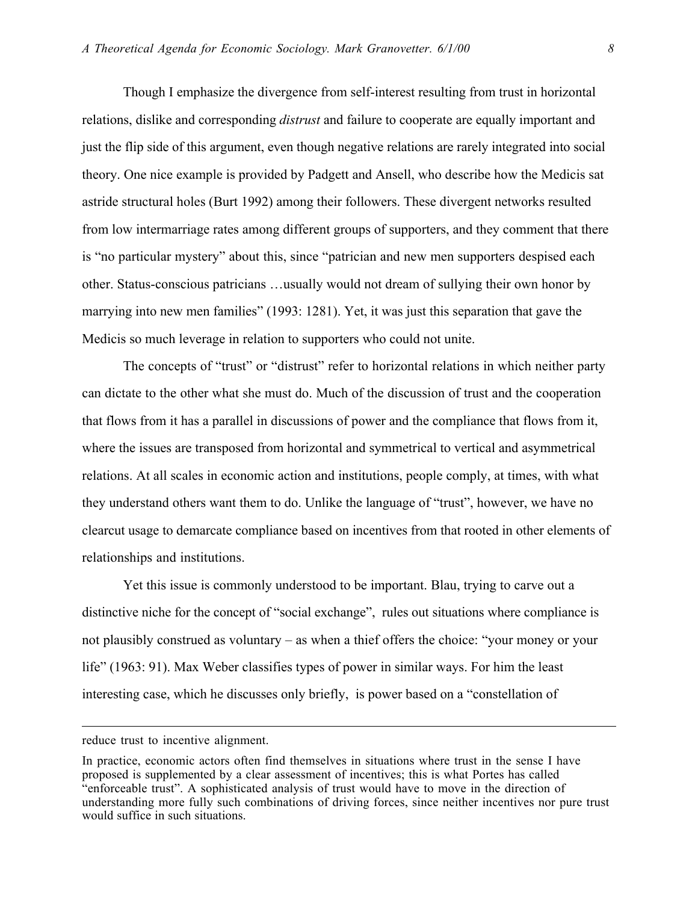Though I emphasize the divergence from self-interest resulting from trust in horizontal relations, dislike and corresponding *distrust* and failure to cooperate are equally important and just the flip side of this argument, even though negative relations are rarely integrated into social theory. One nice example is provided by Padgett and Ansell, who describe how the Medicis sat astride structural holes (Burt 1992) among their followers. These divergent networks resulted from low intermarriage rates among different groups of supporters, and they comment that there is "no particular mystery" about this, since "patrician and new men supporters despised each other. Status-conscious patricians …usually would not dream of sullying their own honor by marrying into new men families" (1993: 1281). Yet, it was just this separation that gave the Medicis so much leverage in relation to supporters who could not unite.

The concepts of "trust" or "distrust" refer to horizontal relations in which neither party can dictate to the other what she must do. Much of the discussion of trust and the cooperation that flows from it has a parallel in discussions of power and the compliance that flows from it, where the issues are transposed from horizontal and symmetrical to vertical and asymmetrical relations. At all scales in economic action and institutions, people comply, at times, with what they understand others want them to do. Unlike the language of "trust", however, we have no clearcut usage to demarcate compliance based on incentives from that rooted in other elements of relationships and institutions.

Yet this issue is commonly understood to be important. Blau, trying to carve out a distinctive niche for the concept of "social exchange", rules out situations where compliance is not plausibly construed as voluntary – as when a thief offers the choice: "your money or your life" (1963: 91). Max Weber classifies types of power in similar ways. For him the least interesting case, which he discusses only briefly, is power based on a "constellation of

---

reduce trust to incentive alignment.

In practice, economic actors often find themselves in situations where trust in the sense I have proposed is supplemented by a clear assessment of incentives; this is what Portes has called "enforceable trust". A sophisticated analysis of trust would have to move in the direction of understanding more fully such combinations of driving forces, since neither incentives nor pure trust would suffice in such situations.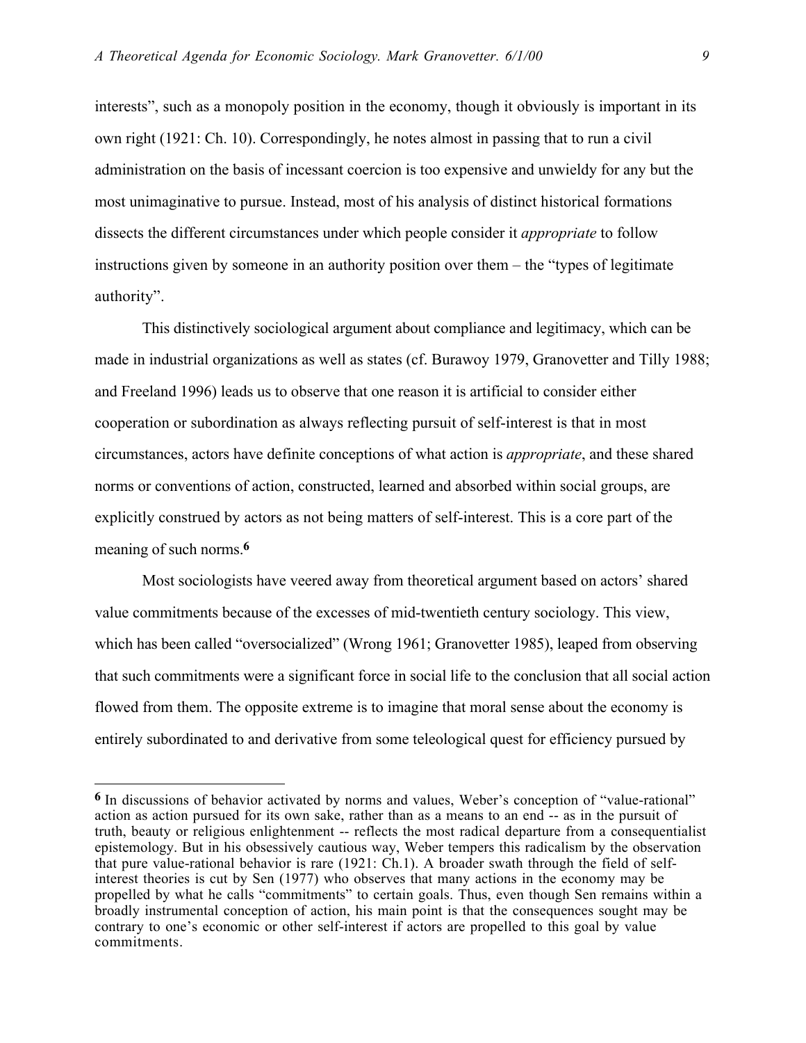interests", such as a monopoly position in the economy, though it obviously is important in its own right (1921: Ch. 10). Correspondingly, he notes almost in passing that to run a civil administration on the basis of incessant coercion is too expensive and unwieldy for any but the most unimaginative to pursue. Instead, most of his analysis of distinct historical formations dissects the different circumstances under which people consider it *appropriate* to follow instructions given by someone in an authority position over them – the "types of legitimate authority".

This distinctively sociological argument about compliance and legitimacy, which can be made in industrial organizations as well as states (cf. Burawoy 1979, Granovetter and Tilly 1988; and Freeland 1996) leads us to observe that one reason it is artificial to consider either cooperation or subordination as always reflecting pursuit of self-interest is that in most circumstances, actors have definite conceptions of what action is *appropriate*, and these shared norms or conventions of action, constructed, learned and absorbed within social groups, are explicitly construed by actors as not being matters of self-interest. This is a core part of the meaning of such norms.[6]

Most sociologists have veered away from theoretical argument based on actors' shared value commitments because of the excesses of mid-twentieth century sociology. This view, which has been called "oversocialized" (Wrong 1961; Granovetter 1985), leaped from observing that such commitments were a significant force in social life to the conclusion that all social action flowed from them. The opposite extreme is to imagine that moral sense about the economy is entirely subordinated to and derivative from some teleological quest for efficiency pursued by

---

[6] In discussions of behavior activated by norms and values, Weber's conception of "value-rational" action as action pursued for its own sake, rather than as a means to an end -- as in the pursuit of truth, beauty or religious enlightenment -- reflects the most radical departure from a consequentialist epistemology. But in his obsessively cautious way, Weber tempers this radicalism by the observation that pure value-rational behavior is rare (1921: Ch.1). A broader swath through the field of self-interest theories is cut by Sen (1977) who observes that many actions in the economy may be propelled by what he calls "commitments" to certain goals. Thus, even though Sen remains within a broadly instrumental conception of action, his main point is that the consequences sought may be contrary to one's economic or other self-interest if actors are propelled to this goal by value commitments.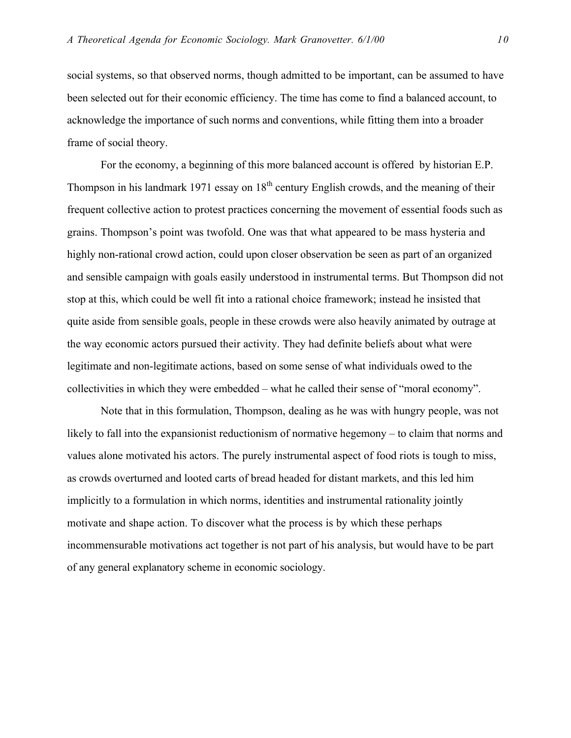social systems, so that observed norms, though admitted to be important, can be assumed to have been selected out for their economic efficiency. The time has come to find a balanced account, to acknowledge the importance of such norms and conventions, while fitting them into a broader frame of social theory.

For the economy, a beginning of this more balanced account is offered by historian E.P. Thompson in his landmark 1971 essay on 18th century English crowds, and the meaning of their frequent collective action to protest practices concerning the movement of essential foods such as grains. Thompson's point was twofold. One was that what appeared to be mass hysteria and highly non-rational crowd action, could upon closer observation be seen as part of an organized and sensible campaign with goals easily understood in instrumental terms. But Thompson did not stop at this, which could be well fit into a rational choice framework; instead he insisted that quite aside from sensible goals, people in these crowds were also heavily animated by outrage at the way economic actors pursued their activity. They had definite beliefs about what were legitimate and non-legitimate actions, based on some sense of what individuals owed to the collectivities in which they were embedded – what he called their sense of "moral economy".

Note that in this formulation, Thompson, dealing as he was with hungry people, was not likely to fall into the expansionist reductionism of normative hegemony – to claim that norms and values alone motivated his actors. The purely instrumental aspect of food riots is tough to miss, as crowds overturned and looted carts of bread headed for distant markets, and this led him implicitly to a formulation in which norms, identities and instrumental rationality jointly motivate and shape action. To discover what the process is by which these perhaps incommensurable motivations act together is not part of his analysis, but would have to be part of any general explanatory scheme in economic sociology.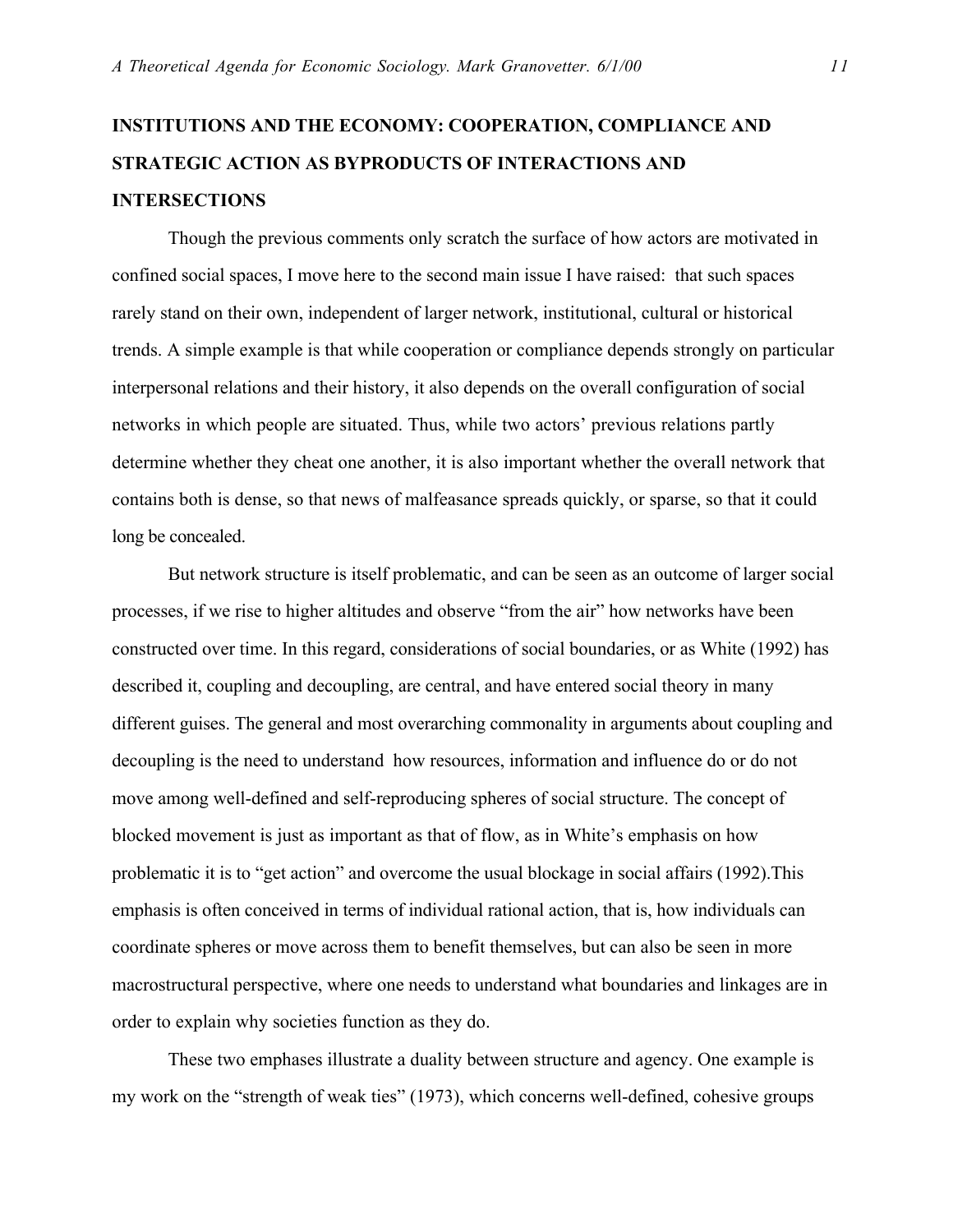## INSTITUTIONS AND THE ECONOMY: COOPERATION, COMPLIANCE AND STRATEGIC ACTION AS BYPRODUCTS OF INTERACTIONS AND INTERSECTIONS

Though the previous comments only scratch the surface of how actors are motivated in confined social spaces, I move here to the second main issue I have raised: that such spaces rarely stand on their own, independent of larger network, institutional, cultural or historical trends. A simple example is that while cooperation or compliance depends strongly on particular interpersonal relations and their history, it also depends on the overall configuration of social networks in which people are situated. Thus, while two actors' previous relations partly determine whether they cheat one another, it is also important whether the overall network that contains both is dense, so that news of malfeasance spreads quickly, or sparse, so that it could long be concealed.

But network structure is itself problematic, and can be seen as an outcome of larger social processes, if we rise to higher altitudes and observe "from the air" how networks have been constructed over time. In this regard, considerations of social boundaries, or as White (1992) has described it, coupling and decoupling, are central, and have entered social theory in many different guises. The general and most overarching commonality in arguments about coupling and decoupling is the need to understand how resources, information and influence do or do not move among well-defined and self-reproducing spheres of social structure. The concept of blocked movement is just as important as that of flow, as in White's emphasis on how problematic it is to "get action" and overcome the usual blockage in social affairs (1992).This emphasis is often conceived in terms of individual rational action, that is, how individuals can coordinate spheres or move across them to benefit themselves, but can also be seen in more macrostructural perspective, where one needs to understand what boundaries and linkages are in order to explain why societies function as they do.

These two emphases illustrate a duality between structure and agency. One example is my work on the "strength of weak ties" (1973), which concerns well-defined, cohesive groups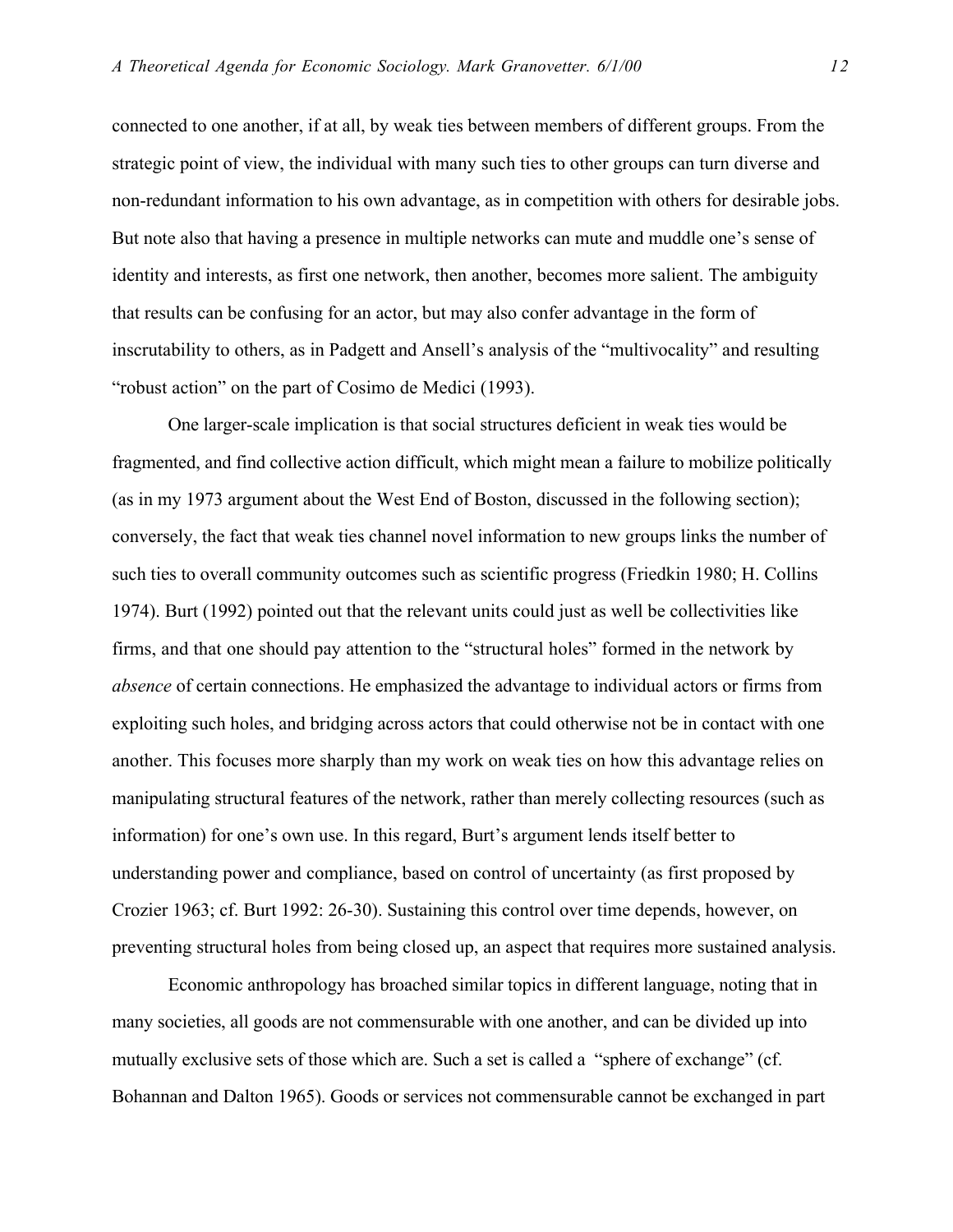connected to one another, if at all, by weak ties between members of different groups. From the strategic point of view, the individual with many such ties to other groups can turn diverse and non-redundant information to his own advantage, as in competition with others for desirable jobs. But note also that having a presence in multiple networks can mute and muddle one's sense of identity and interests, as first one network, then another, becomes more salient. The ambiguity that results can be confusing for an actor, but may also confer advantage in the form of inscrutability to others, as in Padgett and Ansell's analysis of the "multivocality" and resulting "robust action" on the part of Cosimo de Medici (1993).

One larger-scale implication is that social structures deficient in weak ties would be fragmented, and find collective action difficult, which might mean a failure to mobilize politically (as in my 1973 argument about the West End of Boston, discussed in the following section); conversely, the fact that weak ties channel novel information to new groups links the number of such ties to overall community outcomes such as scientific progress (Friedkin 1980; H. Collins 1974). Burt (1992) pointed out that the relevant units could just as well be collectivities like firms, and that one should pay attention to the "structural holes" formed in the network by *absence* of certain connections. He emphasized the advantage to individual actors or firms from exploiting such holes, and bridging across actors that could otherwise not be in contact with one another. This focuses more sharply than my work on weak ties on how this advantage relies on manipulating structural features of the network, rather than merely collecting resources (such as information) for one's own use. In this regard, Burt's argument lends itself better to understanding power and compliance, based on control of uncertainty (as first proposed by Crozier 1963; cf. Burt 1992: 26-30). Sustaining this control over time depends, however, on preventing structural holes from being closed up, an aspect that requires more sustained analysis.

Economic anthropology has broached similar topics in different language, noting that in many societies, all goods are not commensurable with one another, and can be divided up into mutually exclusive sets of those which are. Such a set is called a "sphere of exchange" (cf. Bohannan and Dalton 1965). Goods or services not commensurable cannot be exchanged in part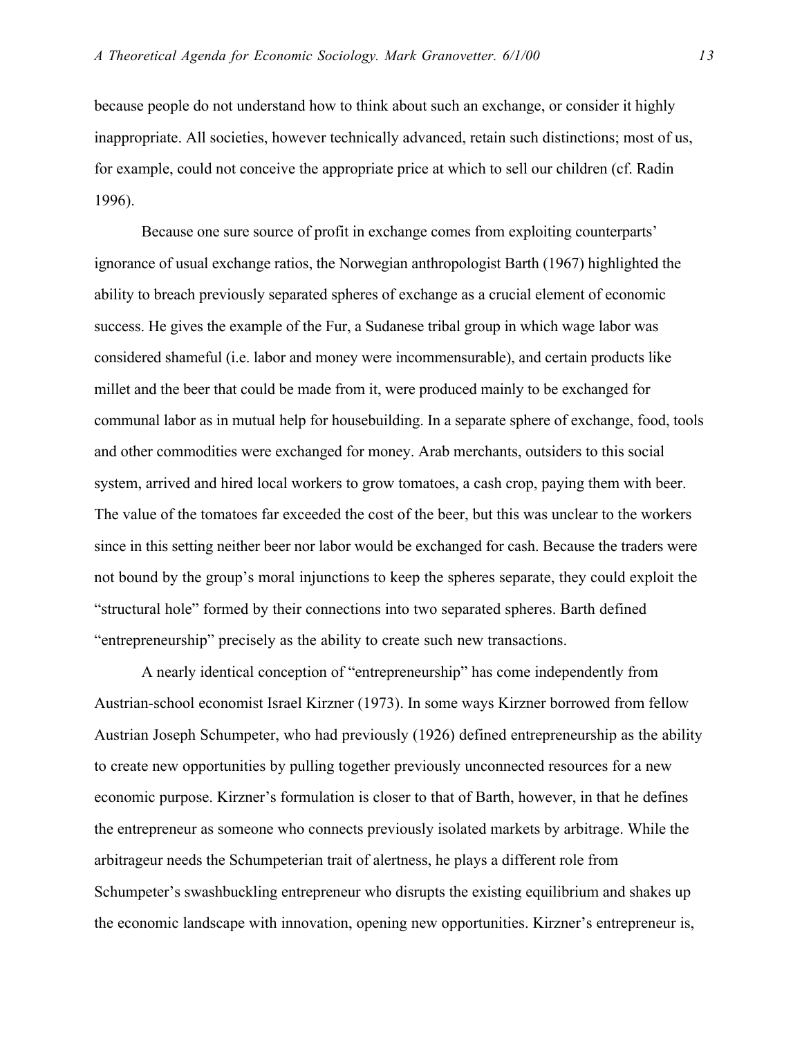because people do not understand how to think about such an exchange, or consider it highly inappropriate. All societies, however technically advanced, retain such distinctions; most of us, for example, could not conceive the appropriate price at which to sell our children (cf. Radin 1996).

Because one sure source of profit in exchange comes from exploiting counterparts' ignorance of usual exchange ratios, the Norwegian anthropologist Barth (1967) highlighted the ability to breach previously separated spheres of exchange as a crucial element of economic success. He gives the example of the Fur, a Sudanese tribal group in which wage labor was considered shameful (i.e. labor and money were incommensurable), and certain products like millet and the beer that could be made from it, were produced mainly to be exchanged for communal labor as in mutual help for housebuilding. In a separate sphere of exchange, food, tools and other commodities were exchanged for money. Arab merchants, outsiders to this social system, arrived and hired local workers to grow tomatoes, a cash crop, paying them with beer. The value of the tomatoes far exceeded the cost of the beer, but this was unclear to the workers since in this setting neither beer nor labor would be exchanged for cash. Because the traders were not bound by the group's moral injunctions to keep the spheres separate, they could exploit the "structural hole" formed by their connections into two separated spheres. Barth defined "entrepreneurship" precisely as the ability to create such new transactions.

A nearly identical conception of "entrepreneurship" has come independently from Austrian-school economist Israel Kirzner (1973). In some ways Kirzner borrowed from fellow Austrian Joseph Schumpeter, who had previously (1926) defined entrepreneurship as the ability to create new opportunities by pulling together previously unconnected resources for a new economic purpose. Kirzner's formulation is closer to that of Barth, however, in that he defines the entrepreneur as someone who connects previously isolated markets by arbitrage. While the arbitrageur needs the Schumpeterian trait of alertness, he plays a different role from Schumpeter's swashbuckling entrepreneur who disrupts the existing equilibrium and shakes up the economic landscape with innovation, opening new opportunities. Kirzner's entrepreneur is,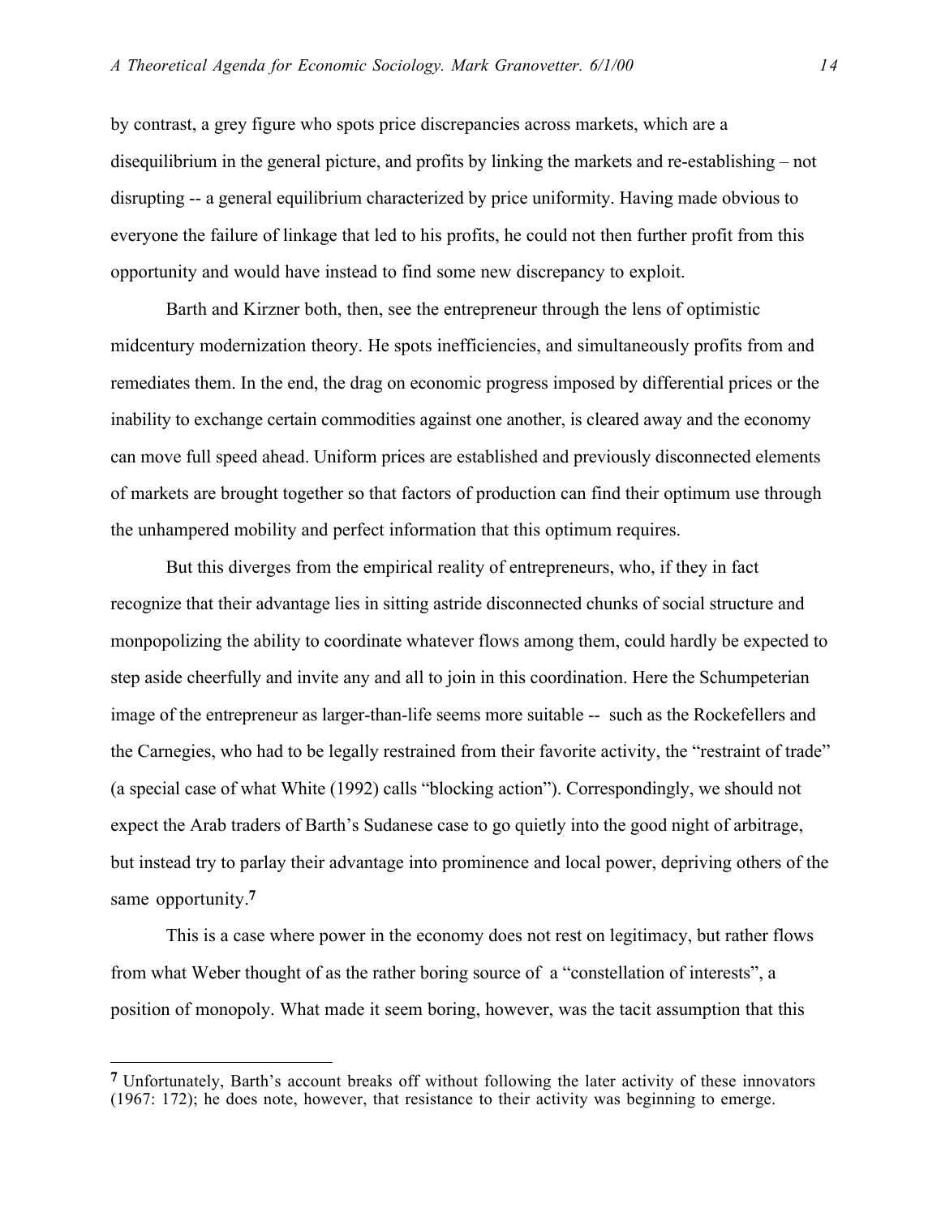by contrast, a grey figure who spots price discrepancies across markets, which are a disequilibrium in the general picture, and profits by linking the markets and re-establishing – not disrupting -- a general equilibrium characterized by price uniformity. Having made obvious to everyone the failure of linkage that led to his profits, he could not then further profit from this opportunity and would have instead to find some new discrepancy to exploit.

Barth and Kirzner both, then, see the entrepreneur through the lens of optimistic midcentury modernization theory. He spots inefficiencies, and simultaneously profits from and remediates them. In the end, the drag on economic progress imposed by differential prices or the inability to exchange certain commodities against one another, is cleared away and the economy can move full speed ahead. Uniform prices are established and previously disconnected elements of markets are brought together so that factors of production can find their optimum use through the unhampered mobility and perfect information that this optimum requires.

But this diverges from the empirical reality of entrepreneurs, who, if they in fact recognize that their advantage lies in sitting astride disconnected chunks of social structure and monpopolizing the ability to coordinate whatever flows among them, could hardly be expected to step aside cheerfully and invite any and all to join in this coordination. Here the Schumpeterian image of the entrepreneur as larger-than-life seems more suitable -- such as the Rockefellers and the Carnegies, who had to be legally restrained from their favorite activity, the "restraint of trade" (a special case of what White (1992) calls "blocking action"). Correspondingly, we should not expect the Arab traders of Barth's Sudanese case to go quietly into the good night of arbitrage, but instead try to parlay their advantage into prominence and local power, depriving others of the same opportunity.[7]

This is a case where power in the economy does not rest on legitimacy, but rather flows from what Weber thought of as the rather boring source of a "constellation of interests", a position of monopoly. What made it seem boring, however, was the tacit assumption that this

---

[7] Unfortunately, Barth's account breaks off without following the later activity of these innovators (1967: 172); he does note, however, that resistance to their activity was beginning to emerge.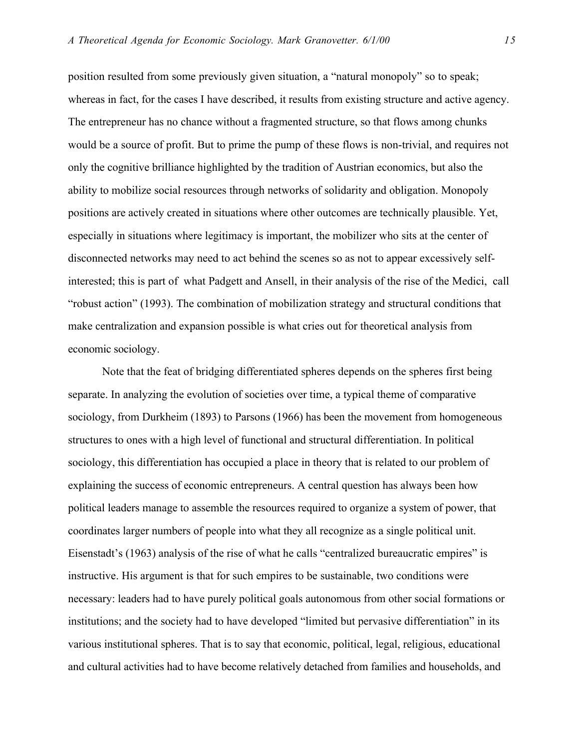position resulted from some previously given situation, a "natural monopoly" so to speak; whereas in fact, for the cases I have described, it results from existing structure and active agency. The entrepreneur has no chance without a fragmented structure, so that flows among chunks would be a source of profit. But to prime the pump of these flows is non-trivial, and requires not only the cognitive brilliance highlighted by the tradition of Austrian economics, but also the ability to mobilize social resources through networks of solidarity and obligation. Monopoly positions are actively created in situations where other outcomes are technically plausible. Yet, especially in situations where legitimacy is important, the mobilizer who sits at the center of disconnected networks may need to act behind the scenes so as not to appear excessively self-interested; this is part of what Padgett and Ansell, in their analysis of the rise of the Medici, call "robust action" (1993). The combination of mobilization strategy and structural conditions that make centralization and expansion possible is what cries out for theoretical analysis from economic sociology.

Note that the feat of bridging differentiated spheres depends on the spheres first being separate. In analyzing the evolution of societies over time, a typical theme of comparative sociology, from Durkheim (1893) to Parsons (1966) has been the movement from homogeneous structures to ones with a high level of functional and structural differentiation. In political sociology, this differentiation has occupied a place in theory that is related to our problem of explaining the success of economic entrepreneurs. A central question has always been how political leaders manage to assemble the resources required to organize a system of power, that coordinates larger numbers of people into what they all recognize as a single political unit. Eisenstadt's (1963) analysis of the rise of what he calls "centralized bureaucratic empires" is instructive. His argument is that for such empires to be sustainable, two conditions were necessary: leaders had to have purely political goals autonomous from other social formations or institutions; and the society had to have developed "limited but pervasive differentiation" in its various institutional spheres. That is to say that economic, political, legal, religious, educational and cultural activities had to have become relatively detached from families and households, and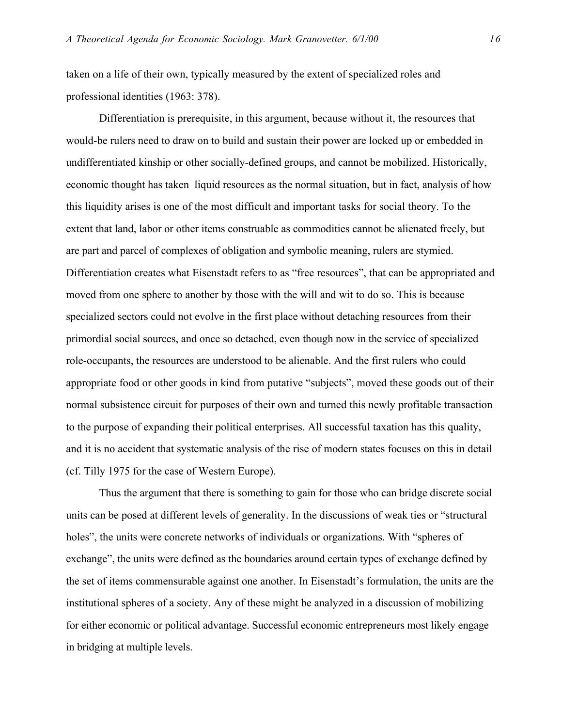taken on a life of their own, typically measured by the extent of specialized roles and professional identities (1963: 378).

Differentiation is prerequisite, in this argument, because without it, the resources that would-be rulers need to draw on to build and sustain their power are locked up or embedded in undifferentiated kinship or other socially-defined groups, and cannot be mobilized. Historically, economic thought has taken liquid resources as the normal situation, but in fact, analysis of how this liquidity arises is one of the most difficult and important tasks for social theory. To the extent that land, labor or other items construable as commodities cannot be alienated freely, but are part and parcel of complexes of obligation and symbolic meaning, rulers are stymied. Differentiation creates what Eisenstadt refers to as "free resources", that can be appropriated and moved from one sphere to another by those with the will and wit to do so. This is because specialized sectors could not evolve in the first place without detaching resources from their primordial social sources, and once so detached, even though now in the service of specialized role-occupants, the resources are understood to be alienable. And the first rulers who could appropriate food or other goods in kind from putative "subjects", moved these goods out of their normal subsistence circuit for purposes of their own and turned this newly profitable transaction to the purpose of expanding their political enterprises. All successful taxation has this quality, and it is no accident that systematic analysis of the rise of modern states focuses on this in detail (cf. Tilly 1975 for the case of Western Europe).

Thus the argument that there is something to gain for those who can bridge discrete social units can be posed at different levels of generality. In the discussions of weak ties or "structural holes", the units were concrete networks of individuals or organizations. With "spheres of exchange", the units were defined as the boundaries around certain types of exchange defined by the set of items commensurable against one another. In Eisenstadt's formulation, the units are the institutional spheres of a society. Any of these might be analyzed in a discussion of mobilizing for either economic or political advantage. Successful economic entrepreneurs most likely engage in bridging at multiple levels.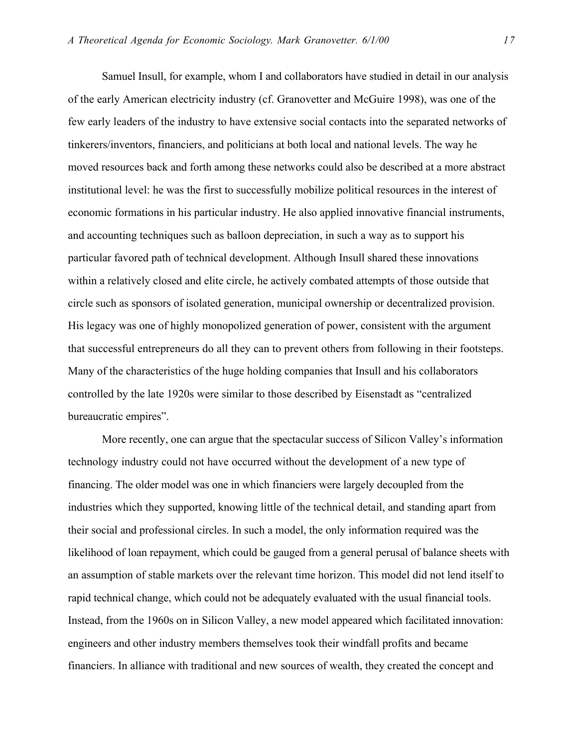Samuel Insull, for example, whom I and collaborators have studied in detail in our analysis of the early American electricity industry (cf. Granovetter and McGuire 1998), was one of the few early leaders of the industry to have extensive social contacts into the separated networks of tinkerers/inventors, financiers, and politicians at both local and national levels. The way he moved resources back and forth among these networks could also be described at a more abstract institutional level: he was the first to successfully mobilize political resources in the interest of economic formations in his particular industry. He also applied innovative financial instruments, and accounting techniques such as balloon depreciation, in such a way as to support his particular favored path of technical development. Although Insull shared these innovations within a relatively closed and elite circle, he actively combated attempts of those outside that circle such as sponsors of isolated generation, municipal ownership or decentralized provision. His legacy was one of highly monopolized generation of power, consistent with the argument that successful entrepreneurs do all they can to prevent others from following in their footsteps. Many of the characteristics of the huge holding companies that Insull and his collaborators controlled by the late 1920s were similar to those described by Eisenstadt as "centralized bureaucratic empires".

More recently, one can argue that the spectacular success of Silicon Valley's information technology industry could not have occurred without the development of a new type of financing. The older model was one in which financiers were largely decoupled from the industries which they supported, knowing little of the technical detail, and standing apart from their social and professional circles. In such a model, the only information required was the likelihood of loan repayment, which could be gauged from a general perusal of balance sheets with an assumption of stable markets over the relevant time horizon. This model did not lend itself to rapid technical change, which could not be adequately evaluated with the usual financial tools. Instead, from the 1960s on in Silicon Valley, a new model appeared which facilitated innovation: engineers and other industry members themselves took their windfall profits and became financiers. In alliance with traditional and new sources of wealth, they created the concept and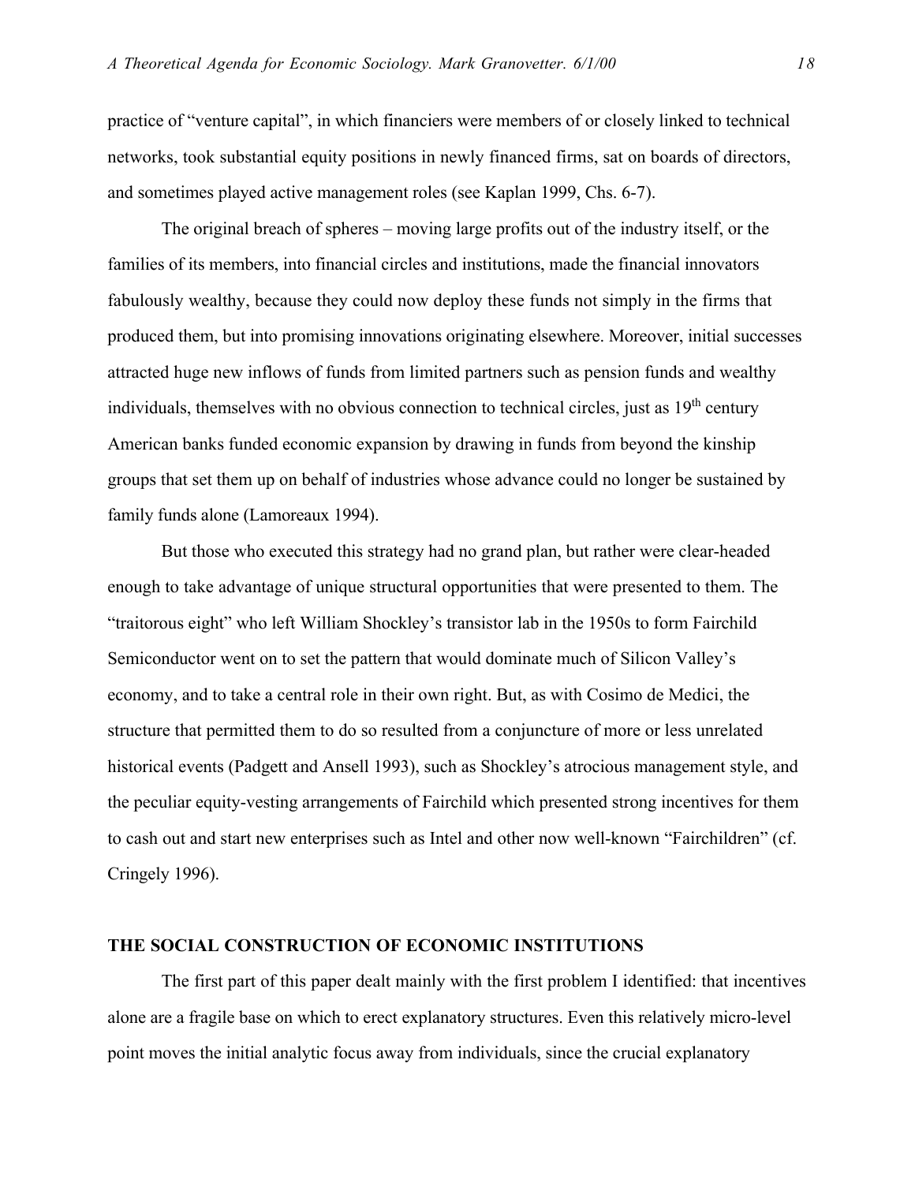practice of "venture capital", in which financiers were members of or closely linked to technical networks, took substantial equity positions in newly financed firms, sat on boards of directors, and sometimes played active management roles (see Kaplan 1999, Chs. 6-7).

The original breach of spheres – moving large profits out of the industry itself, or the families of its members, into financial circles and institutions, made the financial innovators fabulously wealthy, because they could now deploy these funds not simply in the firms that produced them, but into promising innovations originating elsewhere. Moreover, initial successes attracted huge new inflows of funds from limited partners such as pension funds and wealthy individuals, themselves with no obvious connection to technical circles, just as 19th century American banks funded economic expansion by drawing in funds from beyond the kinship groups that set them up on behalf of industries whose advance could no longer be sustained by family funds alone (Lamoreaux 1994).

But those who executed this strategy had no grand plan, but rather were clear-headed enough to take advantage of unique structural opportunities that were presented to them. The "traitorous eight" who left William Shockley's transistor lab in the 1950s to form Fairchild Semiconductor went on to set the pattern that would dominate much of Silicon Valley's economy, and to take a central role in their own right. But, as with Cosimo de Medici, the structure that permitted them to do so resulted from a conjuncture of more or less unrelated historical events (Padgett and Ansell 1993), such as Shockley's atrocious management style, and the peculiar equity-vesting arrangements of Fairchild which presented strong incentives for them to cash out and start new enterprises such as Intel and other now well-known "Fairchildren" (cf. Cringely 1996).

## THE SOCIAL CONSTRUCTION OF ECONOMIC INSTITUTIONS

The first part of this paper dealt mainly with the first problem I identified: that incentives alone are a fragile base on which to erect explanatory structures. Even this relatively micro-level point moves the initial analytic focus away from individuals, since the crucial explanatory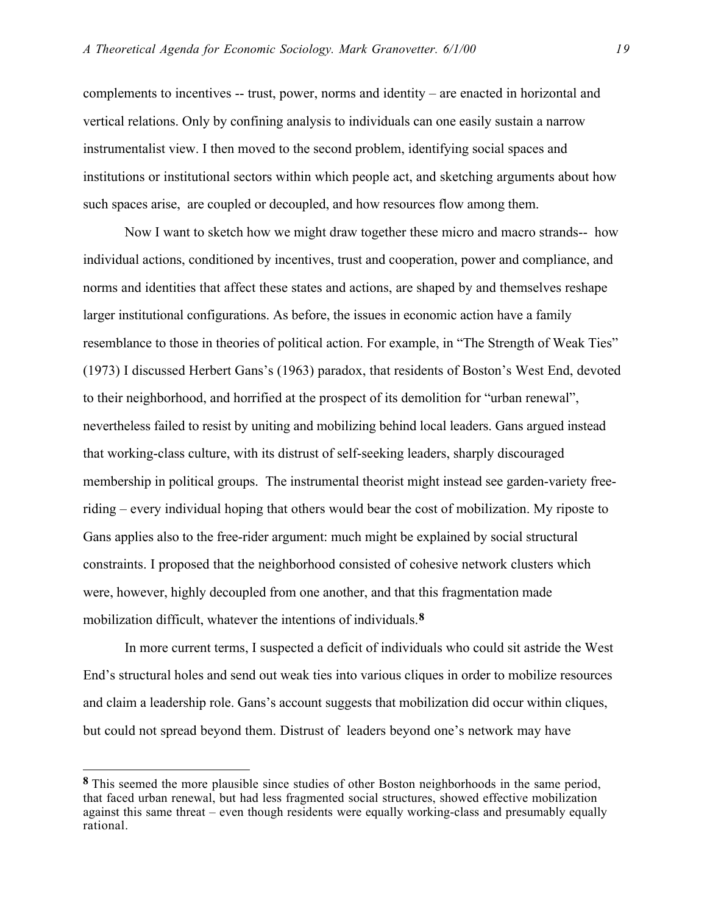complements to incentives -- trust, power, norms and identity – are enacted in horizontal and vertical relations. Only by confining analysis to individuals can one easily sustain a narrow instrumentalist view. I then moved to the second problem, identifying social spaces and institutions or institutional sectors within which people act, and sketching arguments about how such spaces arise, are coupled or decoupled, and how resources flow among them.

Now I want to sketch how we might draw together these micro and macro strands-- how individual actions, conditioned by incentives, trust and cooperation, power and compliance, and norms and identities that affect these states and actions, are shaped by and themselves reshape larger institutional configurations. As before, the issues in economic action have a family resemblance to those in theories of political action. For example, in "The Strength of Weak Ties" (1973) I discussed Herbert Gans's (1963) paradox, that residents of Boston's West End, devoted to their neighborhood, and horrified at the prospect of its demolition for "urban renewal", nevertheless failed to resist by uniting and mobilizing behind local leaders. Gans argued instead that working-class culture, with its distrust of self-seeking leaders, sharply discouraged membership in political groups. The instrumental theorist might instead see garden-variety free-riding – every individual hoping that others would bear the cost of mobilization. My riposte to Gans applies also to the free-rider argument: much might be explained by social structural constraints. I proposed that the neighborhood consisted of cohesive network clusters which were, however, highly decoupled from one another, and that this fragmentation made mobilization difficult, whatever the intentions of individuals.[8]

In more current terms, I suspected a deficit of individuals who could sit astride the West End's structural holes and send out weak ties into various cliques in order to mobilize resources and claim a leadership role. Gans's account suggests that mobilization did occur within cliques, but could not spread beyond them. Distrust of leaders beyond one's network may have

[8] This seemed the more plausible since studies of other Boston neighborhoods in the same period, that faced urban renewal, but had less fragmented social structures, showed effective mobilization against this same threat – even though residents were equally working-class and presumably equally rational.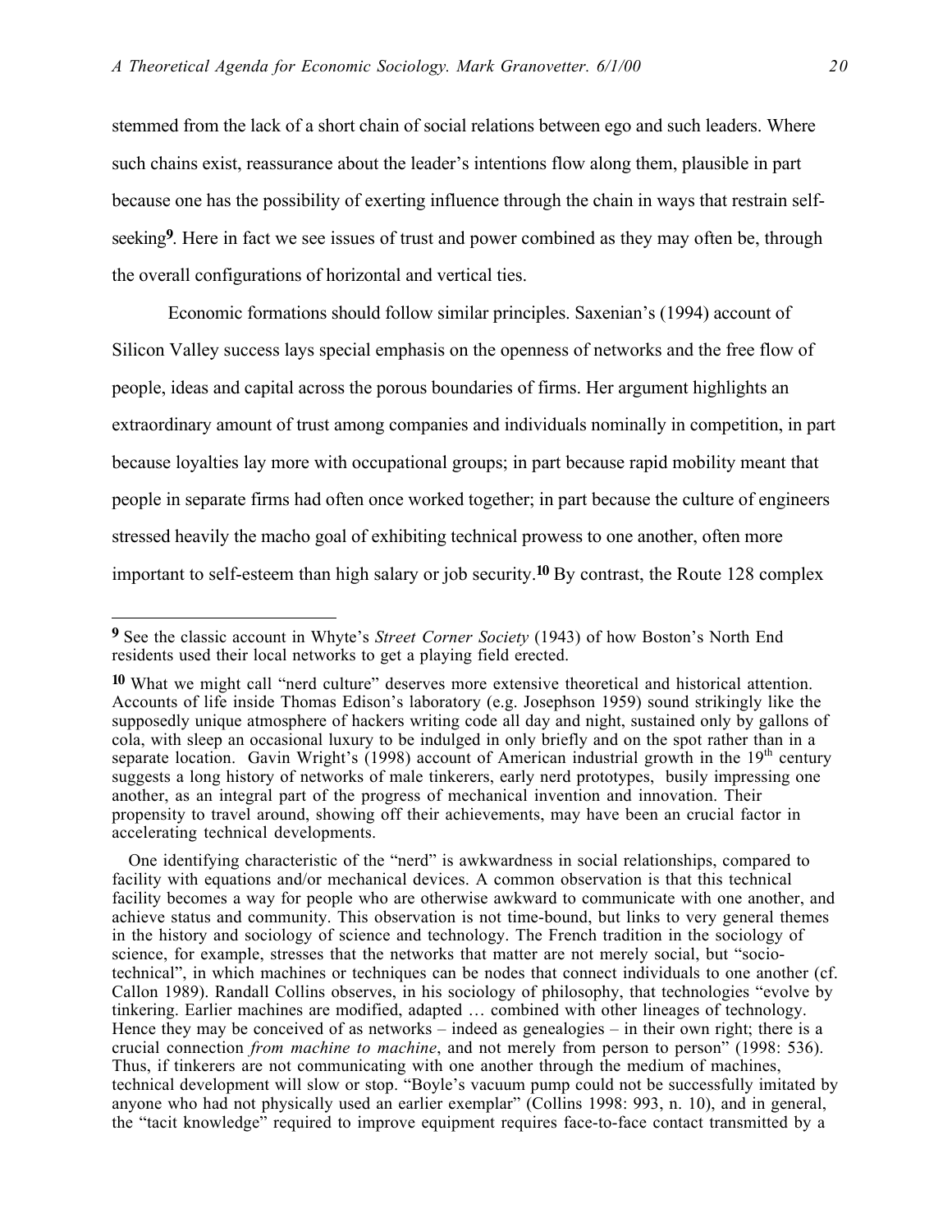stemmed from the lack of a short chain of social relations between ego and such leaders. Where such chains exist, reassurance about the leader's intentions flow along them, plausible in part because one has the possibility of exerting influence through the chain in ways that restrain self-seeking[9]. Here in fact we see issues of trust and power combined as they may often be, through the overall configurations of horizontal and vertical ties.

Economic formations should follow similar principles. Saxenian's (1994) account of Silicon Valley success lays special emphasis on the openness of networks and the free flow of people, ideas and capital across the porous boundaries of firms. Her argument highlights an extraordinary amount of trust among companies and individuals nominally in competition, in part because loyalties lay more with occupational groups; in part because rapid mobility meant that people in separate firms had often once worked together; in part because the culture of engineers stressed heavily the macho goal of exhibiting technical prowess to one another, often more important to self-esteem than high salary or job security.[10] By contrast, the Route 128 complex

---

**9** See the classic account in Whyte's *Street Corner Society* (1943) of how Boston's North End residents used their local networks to get a playing field erected.

**10** What we might call "nerd culture" deserves more extensive theoretical and historical attention. Accounts of life inside Thomas Edison's laboratory (e.g. Josephson 1959) sound strikingly like the supposedly unique atmosphere of hackers writing code all day and night, sustained only by gallons of cola, with sleep an occasional luxury to be indulged in only briefly and on the spot rather than in a separate location. Gavin Wright's (1998) account of American industrial growth in the 19th century suggests a long history of networks of male tinkerers, early nerd prototypes, busily impressing one another, as an integral part of the progress of mechanical invention and innovation. Their propensity to travel around, showing off their achievements, may have been an crucial factor in accelerating technical developments.

One identifying characteristic of the "nerd" is awkwardness in social relationships, compared to facility with equations and/or mechanical devices. A common observation is that this technical facility becomes a way for people who are otherwise awkward to communicate with one another, and achieve status and community. This observation is not time-bound, but links to very general themes in the history and sociology of science and technology. The French tradition in the sociology of science, for example, stresses that the networks that matter are not merely social, but "socio-technical", in which machines or techniques can be nodes that connect individuals to one another (cf. Callon 1989). Randall Collins observes, in his sociology of philosophy, that technologies "evolve by tinkering. Earlier machines are modified, adapted … combined with other lineages of technology. Hence they may be conceived of as networks – indeed as genealogies – in their own right; there is a crucial connection *from machine to machine*, and not merely from person to person" (1998: 536). Thus, if tinkerers are not communicating with one another through the medium of machines, technical development will slow or stop. "Boyle's vacuum pump could not be successfully imitated by anyone who had not physically used an earlier exemplar" (Collins 1998: 993, n. 10), and in general, the "tacit knowledge" required to improve equipment requires face-to-face contact transmitted by a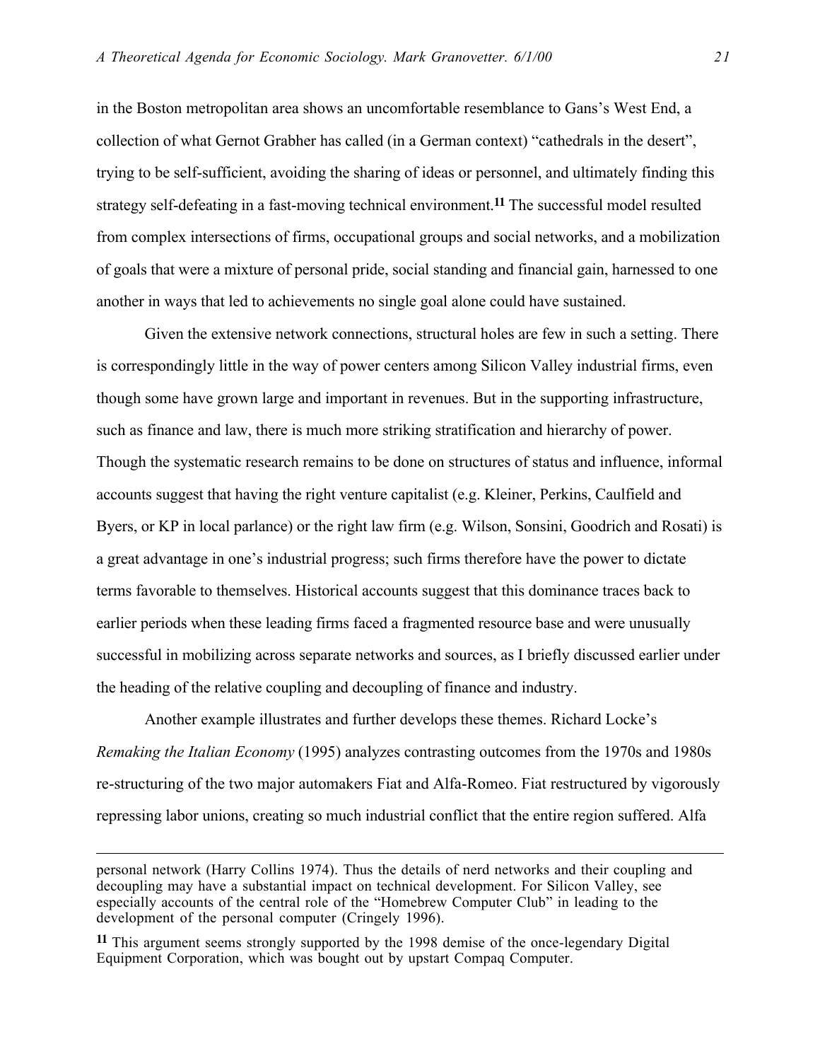in the Boston metropolitan area shows an uncomfortable resemblance to Gans's West End, a collection of what Gernot Grabher has called (in a German context) "cathedrals in the desert", trying to be self-sufficient, avoiding the sharing of ideas or personnel, and ultimately finding this strategy self-defeating in a fast-moving technical environment.[11] The successful model resulted from complex intersections of firms, occupational groups and social networks, and a mobilization of goals that were a mixture of personal pride, social standing and financial gain, harnessed to one another in ways that led to achievements no single goal alone could have sustained.

Given the extensive network connections, structural holes are few in such a setting. There is correspondingly little in the way of power centers among Silicon Valley industrial firms, even though some have grown large and important in revenues. But in the supporting infrastructure, such as finance and law, there is much more striking stratification and hierarchy of power. Though the systematic research remains to be done on structures of status and influence, informal accounts suggest that having the right venture capitalist (e.g. Kleiner, Perkins, Caulfield and Byers, or KP in local parlance) or the right law firm (e.g. Wilson, Sonsini, Goodrich and Rosati) is a great advantage in one's industrial progress; such firms therefore have the power to dictate terms favorable to themselves. Historical accounts suggest that this dominance traces back to earlier periods when these leading firms faced a fragmented resource base and were unusually successful in mobilizing across separate networks and sources, as I briefly discussed earlier under the heading of the relative coupling and decoupling of finance and industry.

Another example illustrates and further develops these themes. Richard Locke's *Remaking the Italian Economy* (1995) analyzes contrasting outcomes from the 1970s and 1980s re-structuring of the two major automakers Fiat and Alfa-Romeo. Fiat restructured by vigorously repressing labor unions, creating so much industrial conflict that the entire region suffered. Alfa

---

personal network (Harry Collins 1974). Thus the details of nerd networks and their coupling and decoupling may have a substantial impact on technical development. For Silicon Valley, see especially accounts of the central role of the "Homebrew Computer Club" in leading to the development of the personal computer (Cringely 1996).

[11] This argument seems strongly supported by the 1998 demise of the once-legendary Digital Equipment Corporation, which was bought out by upstart Compaq Computer.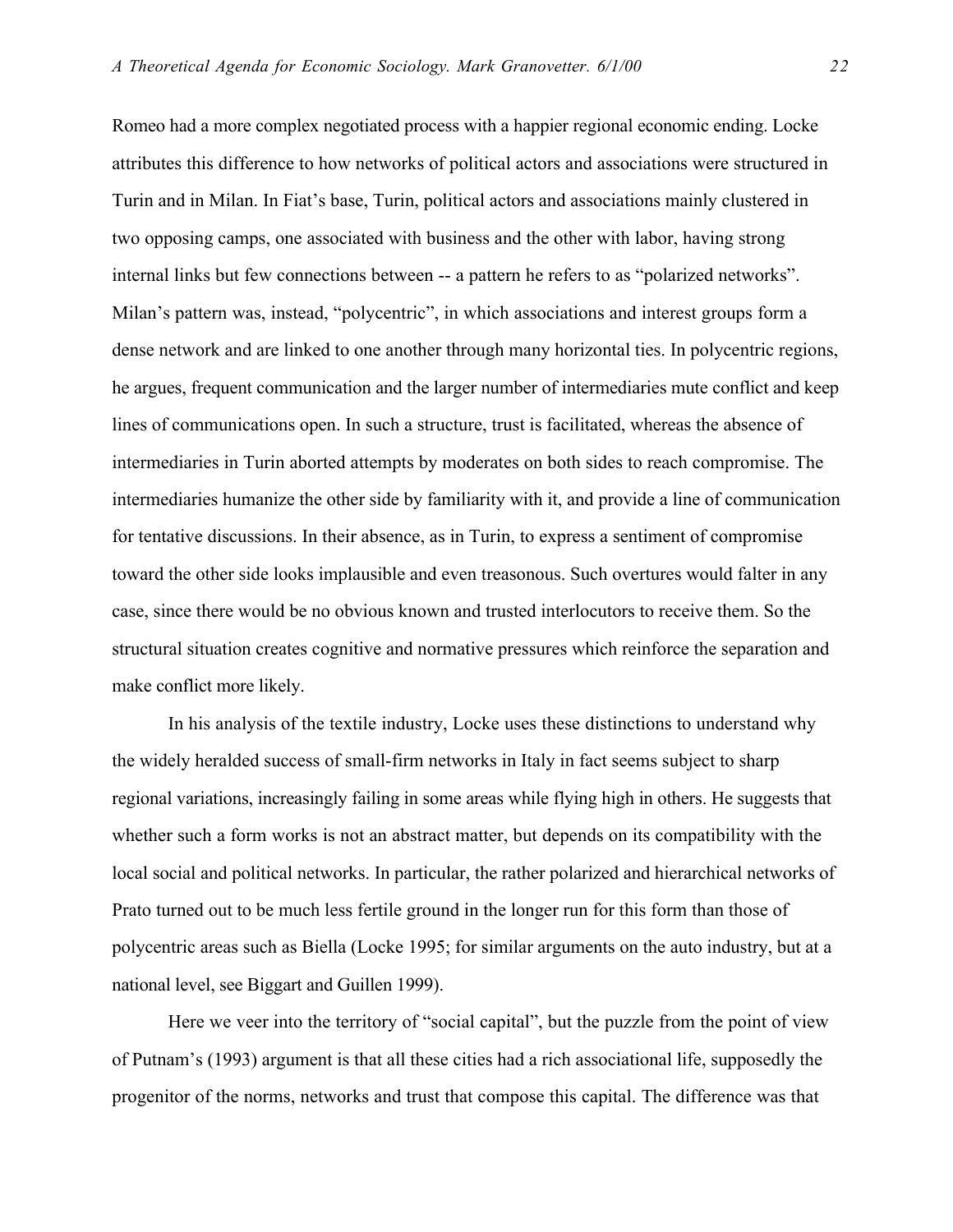Romeo had a more complex negotiated process with a happier regional economic ending. Locke attributes this difference to how networks of political actors and associations were structured in Turin and in Milan. In Fiat's base, Turin, political actors and associations mainly clustered in two opposing camps, one associated with business and the other with labor, having strong internal links but few connections between -- a pattern he refers to as "polarized networks". Milan's pattern was, instead, "polycentric", in which associations and interest groups form a dense network and are linked to one another through many horizontal ties. In polycentric regions, he argues, frequent communication and the larger number of intermediaries mute conflict and keep lines of communications open. In such a structure, trust is facilitated, whereas the absence of intermediaries in Turin aborted attempts by moderates on both sides to reach compromise. The intermediaries humanize the other side by familiarity with it, and provide a line of communication for tentative discussions. In their absence, as in Turin, to express a sentiment of compromise toward the other side looks implausible and even treasonous. Such overtures would falter in any case, since there would be no obvious known and trusted interlocutors to receive them. So the structural situation creates cognitive and normative pressures which reinforce the separation and make conflict more likely.

In his analysis of the textile industry, Locke uses these distinctions to understand why the widely heralded success of small-firm networks in Italy in fact seems subject to sharp regional variations, increasingly failing in some areas while flying high in others. He suggests that whether such a form works is not an abstract matter, but depends on its compatibility with the local social and political networks. In particular, the rather polarized and hierarchical networks of Prato turned out to be much less fertile ground in the longer run for this form than those of polycentric areas such as Biella (Locke 1995; for similar arguments on the auto industry, but at a national level, see Biggart and Guillen 1999).

Here we veer into the territory of "social capital", but the puzzle from the point of view of Putnam's (1993) argument is that all these cities had a rich associational life, supposedly the progenitor of the norms, networks and trust that compose this capital. The difference was that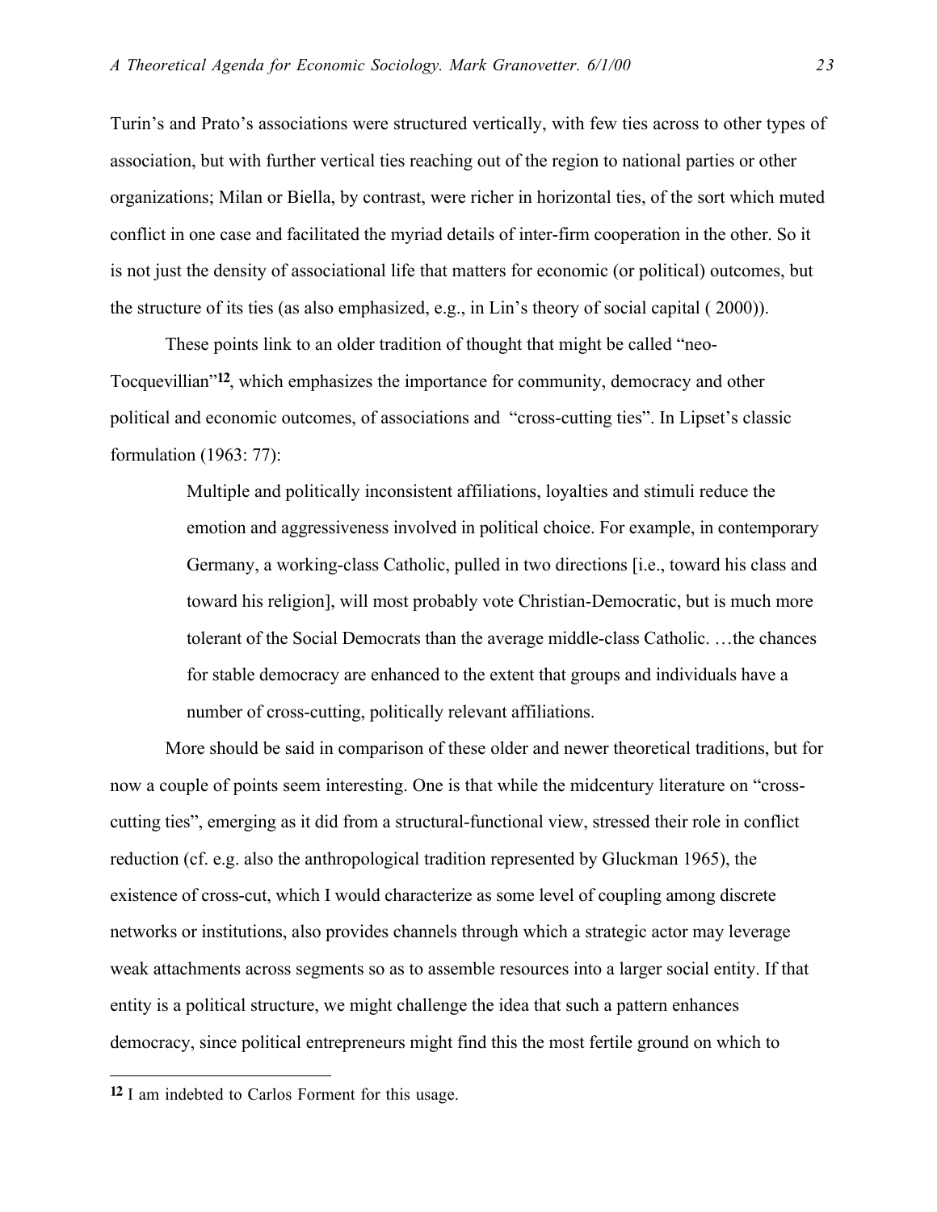Turin's and Prato's associations were structured vertically, with few ties across to other types of association, but with further vertical ties reaching out of the region to national parties or other organizations; Milan or Biella, by contrast, were richer in horizontal ties, of the sort which muted conflict in one case and facilitated the myriad details of inter-firm cooperation in the other. So it is not just the density of associational life that matters for economic (or political) outcomes, but the structure of its ties (as also emphasized, e.g., in Lin's theory of social capital ( 2000)).

These points link to an older tradition of thought that might be called "neo-Tocquevillian"[12], which emphasizes the importance for community, democracy and other political and economic outcomes, of associations and "cross-cutting ties". In Lipset's classic formulation (1963: 77):

> Multiple and politically inconsistent affiliations, loyalties and stimuli reduce the emotion and aggressiveness involved in political choice. For example, in contemporary Germany, a working-class Catholic, pulled in two directions [i.e., toward his class and toward his religion], will most probably vote Christian-Democratic, but is much more tolerant of the Social Democrats than the average middle-class Catholic. …the chances for stable democracy are enhanced to the extent that groups and individuals have a number of cross-cutting, politically relevant affiliations.

More should be said in comparison of these older and newer theoretical traditions, but for now a couple of points seem interesting. One is that while the midcentury literature on "cross-cutting ties", emerging as it did from a structural-functional view, stressed their role in conflict reduction (cf. e.g. also the anthropological tradition represented by Gluckman 1965), the existence of cross-cut, which I would characterize as some level of coupling among discrete networks or institutions, also provides channels through which a strategic actor may leverage weak attachments across segments so as to assemble resources into a larger social entity. If that entity is a political structure, we might challenge the idea that such a pattern enhances democracy, since political entrepreneurs might find this the most fertile ground on which to

[12] I am indebted to Carlos Forment for this usage.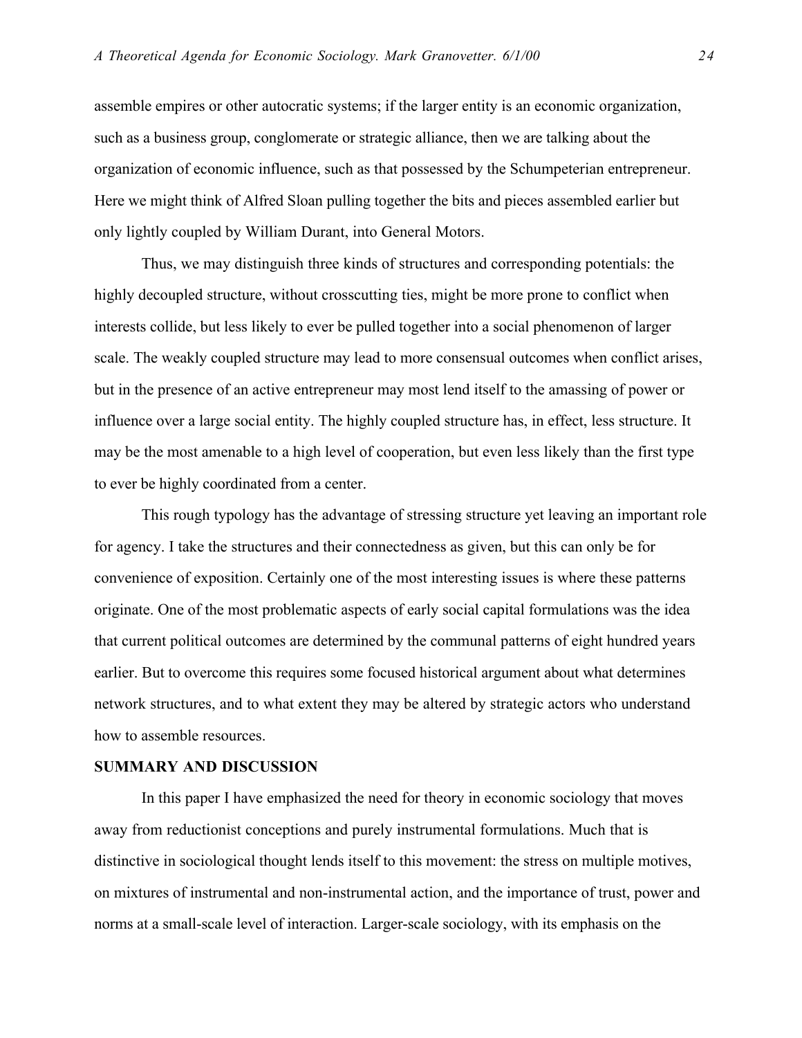assemble empires or other autocratic systems; if the larger entity is an economic organization, such as a business group, conglomerate or strategic alliance, then we are talking about the organization of economic influence, such as that possessed by the Schumpeterian entrepreneur. Here we might think of Alfred Sloan pulling together the bits and pieces assembled earlier but only lightly coupled by William Durant, into General Motors.

Thus, we may distinguish three kinds of structures and corresponding potentials: the highly decoupled structure, without crosscutting ties, might be more prone to conflict when interests collide, but less likely to ever be pulled together into a social phenomenon of larger scale. The weakly coupled structure may lead to more consensual outcomes when conflict arises, but in the presence of an active entrepreneur may most lend itself to the amassing of power or influence over a large social entity. The highly coupled structure has, in effect, less structure. It may be the most amenable to a high level of cooperation, but even less likely than the first type to ever be highly coordinated from a center.

This rough typology has the advantage of stressing structure yet leaving an important role for agency. I take the structures and their connectedness as given, but this can only be for convenience of exposition. Certainly one of the most interesting issues is where these patterns originate. One of the most problematic aspects of early social capital formulations was the idea that current political outcomes are determined by the communal patterns of eight hundred years earlier. But to overcome this requires some focused historical argument about what determines network structures, and to what extent they may be altered by strategic actors who understand how to assemble resources.

## SUMMARY AND DISCUSSION

In this paper I have emphasized the need for theory in economic sociology that moves away from reductionist conceptions and purely instrumental formulations. Much that is distinctive in sociological thought lends itself to this movement: the stress on multiple motives, on mixtures of instrumental and non-instrumental action, and the importance of trust, power and norms at a small-scale level of interaction. Larger-scale sociology, with its emphasis on the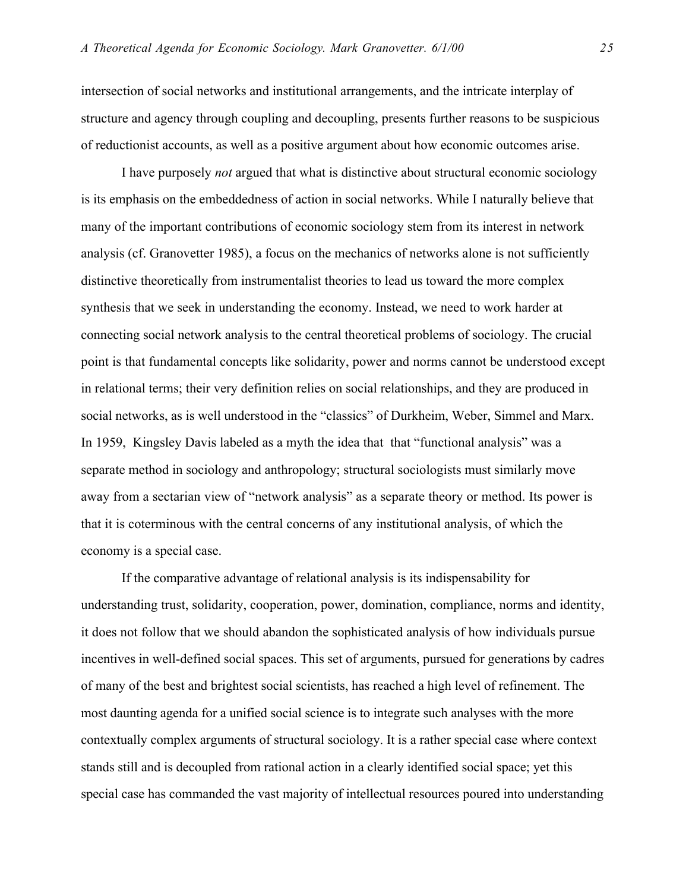intersection of social networks and institutional arrangements, and the intricate interplay of structure and agency through coupling and decoupling, presents further reasons to be suspicious of reductionist accounts, as well as a positive argument about how economic outcomes arise.

I have purposely *not* argued that what is distinctive about structural economic sociology is its emphasis on the embeddedness of action in social networks. While I naturally believe that many of the important contributions of economic sociology stem from its interest in network analysis (cf. Granovetter 1985), a focus on the mechanics of networks alone is not sufficiently distinctive theoretically from instrumentalist theories to lead us toward the more complex synthesis that we seek in understanding the economy. Instead, we need to work harder at connecting social network analysis to the central theoretical problems of sociology. The crucial point is that fundamental concepts like solidarity, power and norms cannot be understood except in relational terms; their very definition relies on social relationships, and they are produced in social networks, as is well understood in the "classics" of Durkheim, Weber, Simmel and Marx. In 1959, Kingsley Davis labeled as a myth the idea that that "functional analysis" was a separate method in sociology and anthropology; structural sociologists must similarly move away from a sectarian view of "network analysis" as a separate theory or method. Its power is that it is coterminous with the central concerns of any institutional analysis, of which the economy is a special case.

If the comparative advantage of relational analysis is its indispensability for understanding trust, solidarity, cooperation, power, domination, compliance, norms and identity, it does not follow that we should abandon the sophisticated analysis of how individuals pursue incentives in well-defined social spaces. This set of arguments, pursued for generations by cadres of many of the best and brightest social scientists, has reached a high level of refinement. The most daunting agenda for a unified social science is to integrate such analyses with the more contextually complex arguments of structural sociology. It is a rather special case where context stands still and is decoupled from rational action in a clearly identified social space; yet this special case has commanded the vast majority of intellectual resources poured into understanding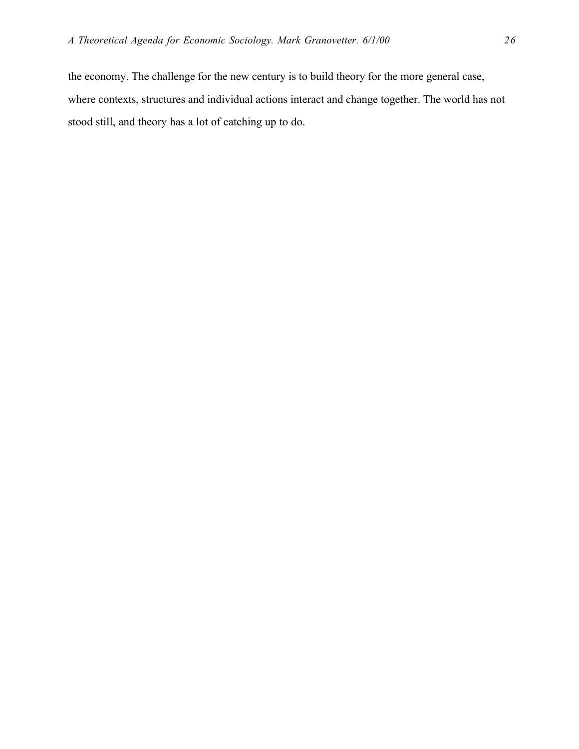the economy. The challenge for the new century is to build theory for the more general case, where contexts, structures and individual actions interact and change together. The world has not stood still, and theory has a lot of catching up to do.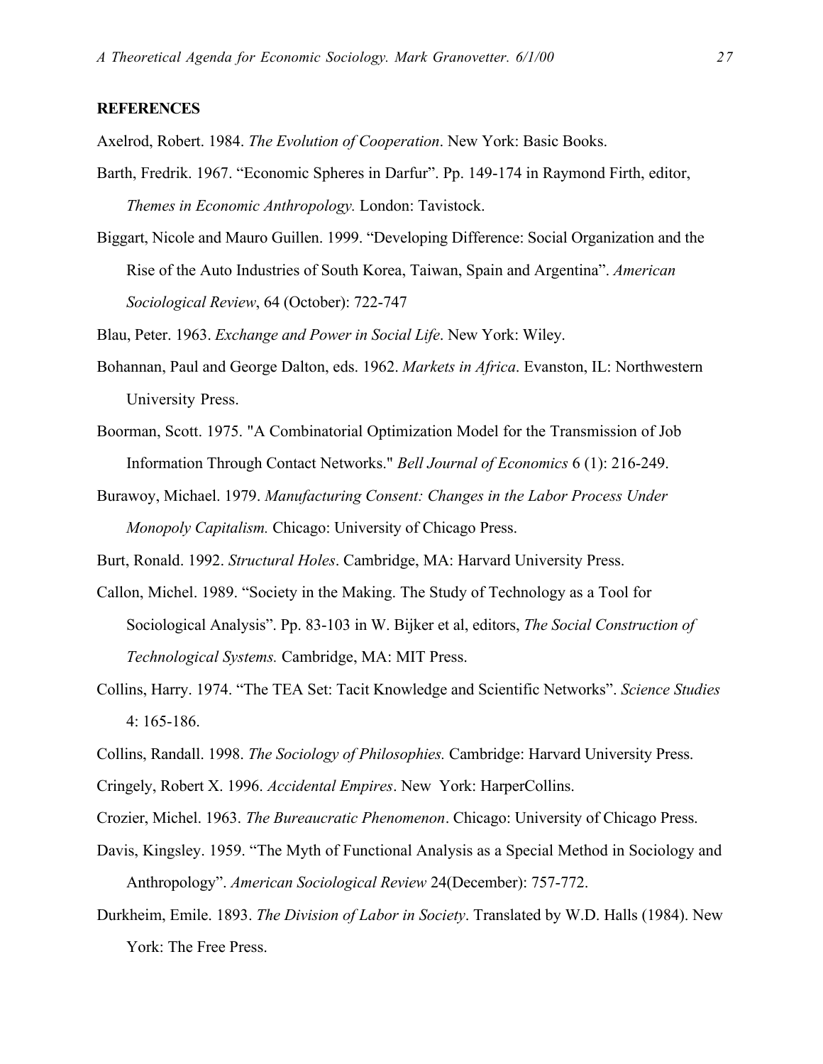**REFERENCES**

Axelrod, Robert. 1984. *The Evolution of Cooperation*. New York: Basic Books.

Barth, Fredrik. 1967. "Economic Spheres in Darfur". Pp. 149-174 in Raymond Firth, editor, *Themes in Economic Anthropology.* London: Tavistock.

Biggart, Nicole and Mauro Guillen. 1999. "Developing Difference: Social Organization and the Rise of the Auto Industries of South Korea, Taiwan, Spain and Argentina". *American Sociological Review*, 64 (October): 722-747

Blau, Peter. 1963. *Exchange and Power in Social Life*. New York: Wiley.

Bohannan, Paul and George Dalton, eds. 1962. *Markets in Africa*. Evanston, IL: Northwestern University Press.

Boorman, Scott. 1975. "A Combinatorial Optimization Model for the Transmission of Job Information Through Contact Networks." *Bell Journal of Economics* 6 (1): 216-249.

Burawoy, Michael. 1979. *Manufacturing Consent: Changes in the Labor Process Under Monopoly Capitalism.* Chicago: University of Chicago Press.

Burt, Ronald. 1992. *Structural Holes*. Cambridge, MA: Harvard University Press.

Callon, Michel. 1989. "Society in the Making. The Study of Technology as a Tool for Sociological Analysis". Pp. 83-103 in W. Bijker et al, editors, *The Social Construction of Technological Systems.* Cambridge, MA: MIT Press.

Collins, Harry. 1974. "The TEA Set: Tacit Knowledge and Scientific Networks". *Science Studies* 4: 165-186.

Collins, Randall. 1998. *The Sociology of Philosophies.* Cambridge: Harvard University Press.

Cringely, Robert X. 1996. *Accidental Empires*. New York: HarperCollins.

Crozier, Michel. 1963. *The Bureaucratic Phenomenon*. Chicago: University of Chicago Press.

Davis, Kingsley. 1959. "The Myth of Functional Analysis as a Special Method in Sociology and Anthropology". *American Sociological Review* 24(December): 757-772.

Durkheim, Emile. 1893. *The Division of Labor in Society*. Translated by W.D. Halls (1984). New York: The Free Press.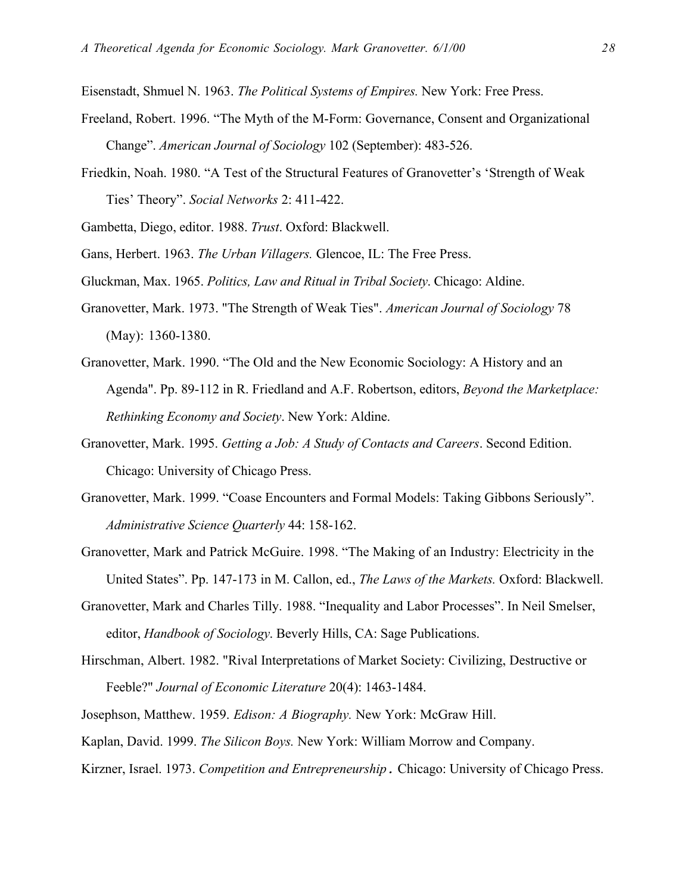Eisenstadt, Shmuel N. 1963. *The Political Systems of Empires.* New York: Free Press.

Freeland, Robert. 1996. "The Myth of the M-Form: Governance, Consent and Organizational Change". *American Journal of Sociology* 102 (September): 483-526.

Friedkin, Noah. 1980. "A Test of the Structural Features of Granovetter's 'Strength of Weak Ties' Theory". *Social Networks* 2: 411-422.

Gambetta, Diego, editor. 1988. *Trust*. Oxford: Blackwell.

Gans, Herbert. 1963. *The Urban Villagers.* Glencoe, IL: The Free Press.

Gluckman, Max. 1965. *Politics, Law and Ritual in Tribal Society*. Chicago: Aldine.

Granovetter, Mark. 1973. "The Strength of Weak Ties". *American Journal of Sociology* 78 (May): 1360-1380.

Granovetter, Mark. 1990. "The Old and the New Economic Sociology: A History and an Agenda". Pp. 89-112 in R. Friedland and A.F. Robertson, editors, *Beyond the Marketplace: Rethinking Economy and Society*. New York: Aldine.

Granovetter, Mark. 1995. *Getting a Job: A Study of Contacts and Careers*. Second Edition. Chicago: University of Chicago Press.

Granovetter, Mark. 1999. "Coase Encounters and Formal Models: Taking Gibbons Seriously". *Administrative Science Quarterly* 44: 158-162.

Granovetter, Mark and Patrick McGuire. 1998. "The Making of an Industry: Electricity in the United States". Pp. 147-173 in M. Callon, ed., *The Laws of the Markets.* Oxford: Blackwell.

Granovetter, Mark and Charles Tilly. 1988. "Inequality and Labor Processes". In Neil Smelser, editor, *Handbook of Sociology*. Beverly Hills, CA: Sage Publications.

Hirschman, Albert. 1982. "Rival Interpretations of Market Society: Civilizing, Destructive or Feeble?" *Journal of Economic Literature* 20(4): 1463-1484.

Josephson, Matthew. 1959. *Edison: A Biography.* New York: McGraw Hill.

Kaplan, David. 1999. *The Silicon Boys.* New York: William Morrow and Company.

Kirzner, Israel. 1973. *Competition and Entrepreneurship*. Chicago: University of Chicago Press.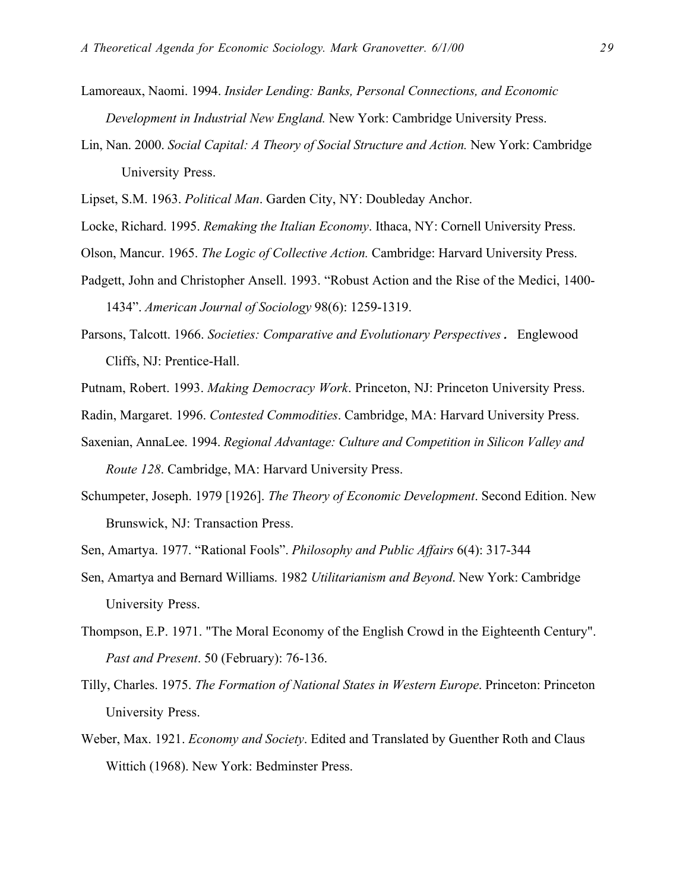Lamoreaux, Naomi. 1994. *Insider Lending: Banks, Personal Connections, and Economic Development in Industrial New England.* New York: Cambridge University Press.

Lin, Nan. 2000. *Social Capital: A Theory of Social Structure and Action.* New York: Cambridge University Press.

Lipset, S.M. 1963. *Political Man*. Garden City, NY: Doubleday Anchor.

Locke, Richard. 1995. *Remaking the Italian Economy*. Ithaca, NY: Cornell University Press.

Olson, Mancur. 1965. *The Logic of Collective Action.* Cambridge: Harvard University Press.

Padgett, John and Christopher Ansell. 1993. "Robust Action and the Rise of the Medici, 1400-1434". *American Journal of Sociology* 98(6): 1259-1319.

Parsons, Talcott. 1966. *Societies: Comparative and Evolutionary Perspectives*. Englewood Cliffs, NJ: Prentice-Hall.

Putnam, Robert. 1993. *Making Democracy Work*. Princeton, NJ: Princeton University Press.

Radin, Margaret. 1996. *Contested Commodities*. Cambridge, MA: Harvard University Press.

Saxenian, AnnaLee. 1994. *Regional Advantage: Culture and Competition in Silicon Valley and Route 128*. Cambridge, MA: Harvard University Press.

Schumpeter, Joseph. 1979 [1926]. *The Theory of Economic Development*. Second Edition. New Brunswick, NJ: Transaction Press.

Sen, Amartya. 1977. "Rational Fools". *Philosophy and Public Affairs* 6(4): 317-344

Sen, Amartya and Bernard Williams. 1982 *Utilitarianism and Beyond*. New York: Cambridge University Press.

Thompson, E.P. 1971. "The Moral Economy of the English Crowd in the Eighteenth Century". *Past and Present*. 50 (February): 76-136.

Tilly, Charles. 1975. *The Formation of National States in Western Europe*. Princeton: Princeton University Press.

Weber, Max. 1921. *Economy and Society*. Edited and Translated by Guenther Roth and Claus Wittich (1968). New York: Bedminster Press.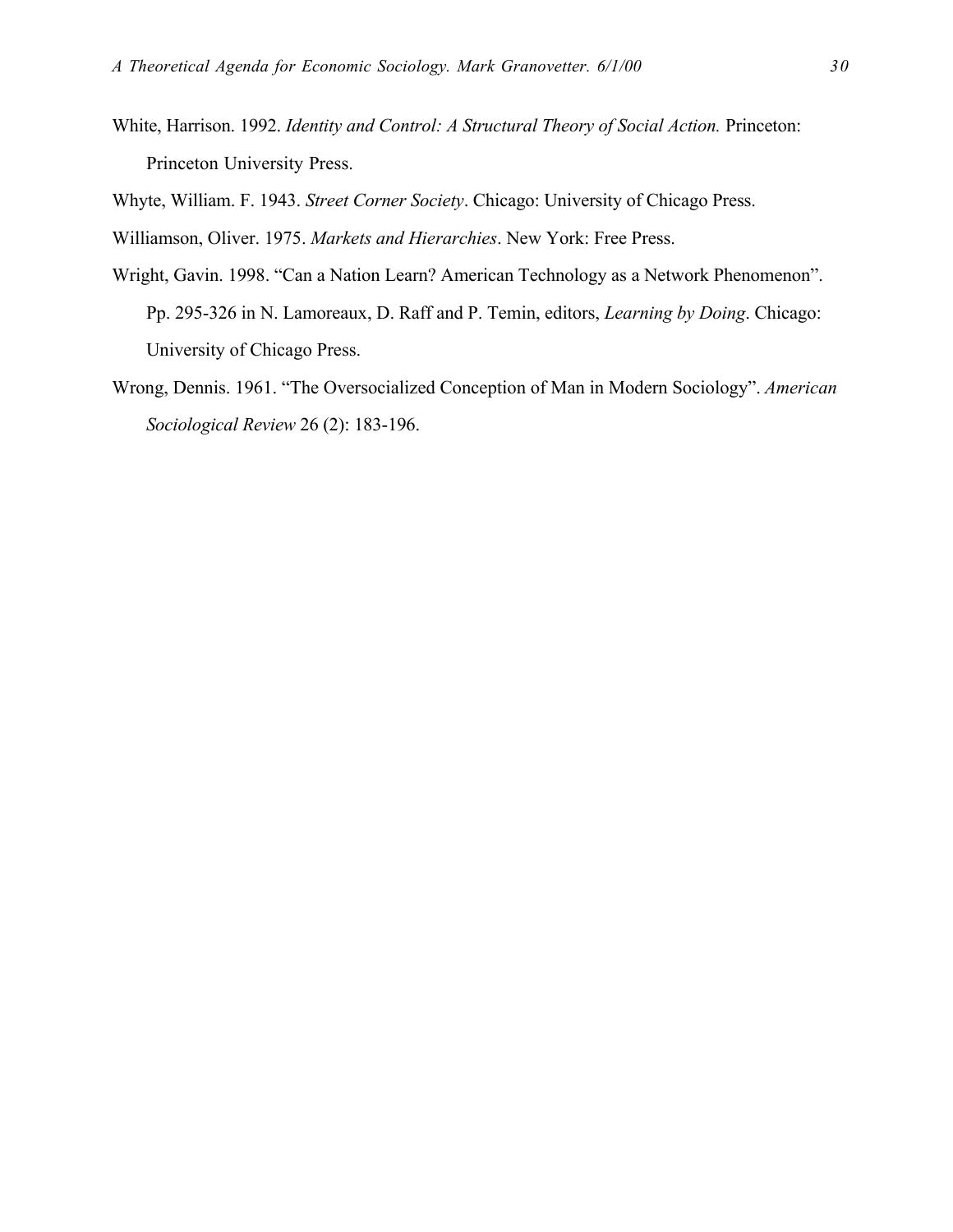White, Harrison. 1992. *Identity and Control: A Structural Theory of Social Action.* Princeton: Princeton University Press.

Whyte, William. F. 1943. *Street Corner Society*. Chicago: University of Chicago Press.

Williamson, Oliver. 1975. *Markets and Hierarchies*. New York: Free Press.

Wright, Gavin. 1998. "Can a Nation Learn? American Technology as a Network Phenomenon". Pp. 295-326 in N. Lamoreaux, D. Raff and P. Temin, editors, *Learning by Doing*. Chicago: University of Chicago Press.

Wrong, Dennis. 1961. "The Oversocialized Conception of Man in Modern Sociology". *American Sociological Review* 26 (2): 183-196.